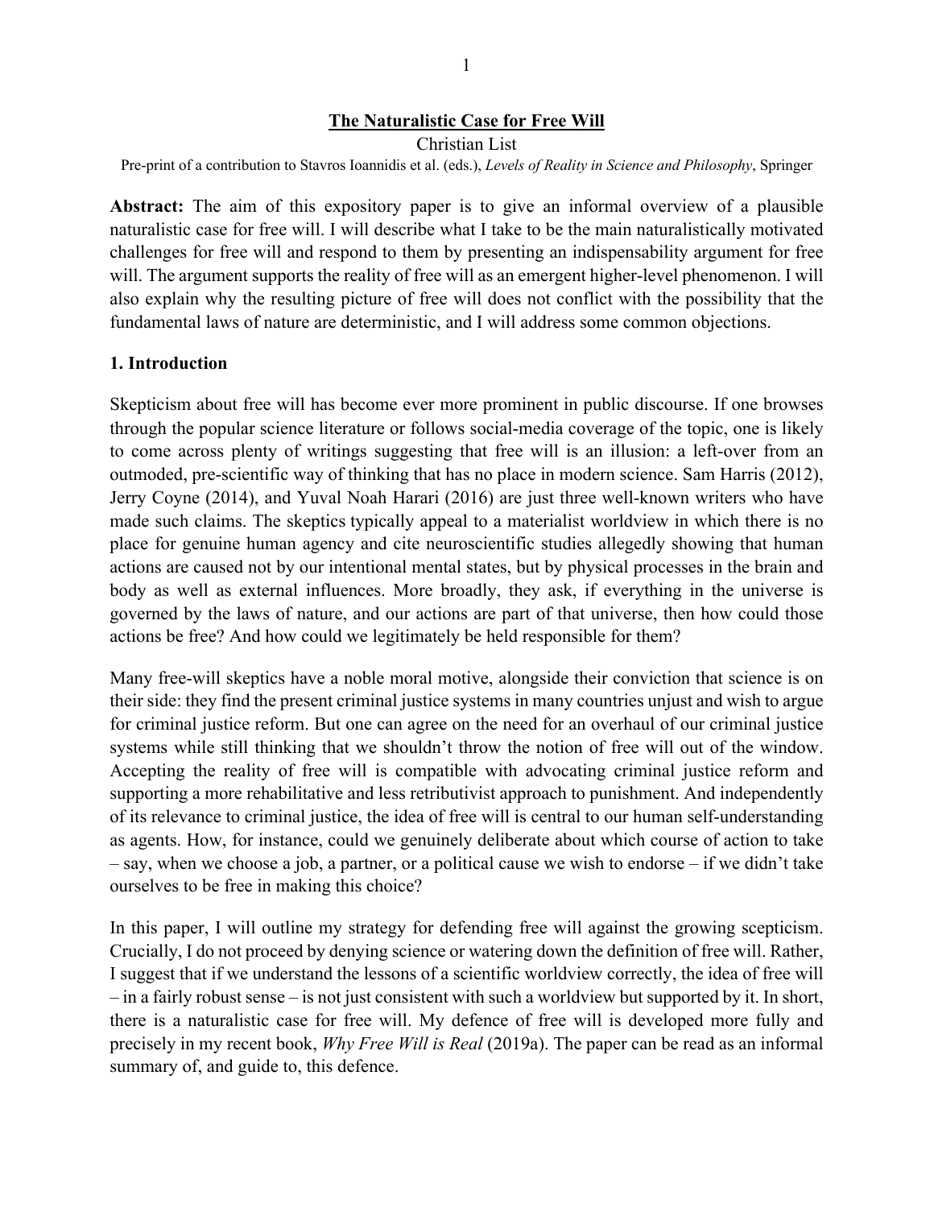# The Naturalistic Case for Free Will

Christian List

Pre-print of a contribution to Stavros Ioannidis et al. (eds.), *Levels of Reality in Science and Philosophy*, Springer

**Abstract:** The aim of this expository paper is to give an informal overview of a plausible naturalistic case for free will. I will describe what I take to be the main naturalistically motivated challenges for free will and respond to them by presenting an indispensability argument for free will. The argument supports the reality of free will as an emergent higher-level phenomenon. I will also explain why the resulting picture of free will does not conflict with the possibility that the fundamental laws of nature are deterministic, and I will address some common objections.

## 1. Introduction

Skepticism about free will has become ever more prominent in public discourse. If one browses through the popular science literature or follows social-media coverage of the topic, one is likely to come across plenty of writings suggesting that free will is an illusion: a left-over from an outmoded, pre-scientific way of thinking that has no place in modern science. Sam Harris (2012), Jerry Coyne (2014), and Yuval Noah Harari (2016) are just three well-known writers who have made such claims. The skeptics typically appeal to a materialist worldview in which there is no place for genuine human agency and cite neuroscientific studies allegedly showing that human actions are caused not by our intentional mental states, but by physical processes in the brain and body as well as external influences. More broadly, they ask, if everything in the universe is governed by the laws of nature, and our actions are part of that universe, then how could those actions be free? And how could we legitimately be held responsible for them?

Many free-will skeptics have a noble moral motive, alongside their conviction that science is on their side: they find the present criminal justice systems in many countries unjust and wish to argue for criminal justice reform. But one can agree on the need for an overhaul of our criminal justice systems while still thinking that we shouldn't throw the notion of free will out of the window. Accepting the reality of free will is compatible with advocating criminal justice reform and supporting a more rehabilitative and less retributivist approach to punishment. And independently of its relevance to criminal justice, the idea of free will is central to our human self-understanding as agents. How, for instance, could we genuinely deliberate about which course of action to take – say, when we choose a job, a partner, or a political cause we wish to endorse – if we didn't take ourselves to be free in making this choice?

In this paper, I will outline my strategy for defending free will against the growing scepticism. Crucially, I do not proceed by denying science or watering down the definition of free will. Rather, I suggest that if we understand the lessons of a scientific worldview correctly, the idea of free will – in a fairly robust sense – is not just consistent with such a worldview but supported by it. In short, there is a naturalistic case for free will. My defence of free will is developed more fully and precisely in my recent book, *Why Free Will is Real* (2019a). The paper can be read as an informal summary of, and guide to, this defence.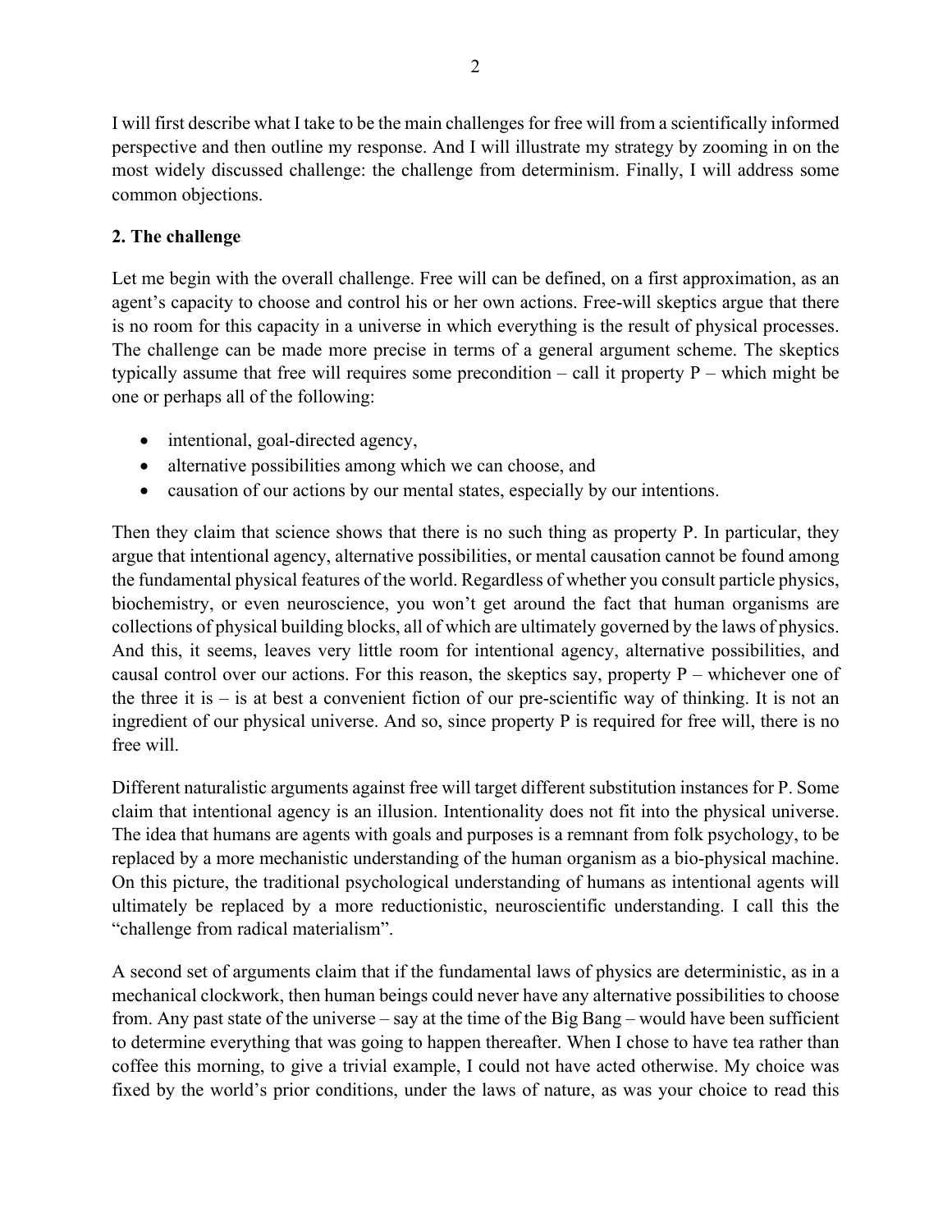I will first describe what I take to be the main challenges for free will from a scientifically informed perspective and then outline my response. And I will illustrate my strategy by zooming in on the most widely discussed challenge: the challenge from determinism. Finally, I will address some common objections.

## 2. The challenge

Let me begin with the overall challenge. Free will can be defined, on a first approximation, as an agent's capacity to choose and control his or her own actions. Free-will skeptics argue that there is no room for this capacity in a universe in which everything is the result of physical processes. The challenge can be made more precise in terms of a general argument scheme. The skeptics typically assume that free will requires some precondition – call it property P – which might be one or perhaps all of the following:

- intentional, goal-directed agency,
- alternative possibilities among which we can choose, and
- causation of our actions by our mental states, especially by our intentions.

Then they claim that science shows that there is no such thing as property P. In particular, they argue that intentional agency, alternative possibilities, or mental causation cannot be found among the fundamental physical features of the world. Regardless of whether you consult particle physics, biochemistry, or even neuroscience, you won't get around the fact that human organisms are collections of physical building blocks, all of which are ultimately governed by the laws of physics. And this, it seems, leaves very little room for intentional agency, alternative possibilities, and causal control over our actions. For this reason, the skeptics say, property P – whichever one of the three it is – is at best a convenient fiction of our pre-scientific way of thinking. It is not an ingredient of our physical universe. And so, since property P is required for free will, there is no free will.

Different naturalistic arguments against free will target different substitution instances for P. Some claim that intentional agency is an illusion. Intentionality does not fit into the physical universe. The idea that humans are agents with goals and purposes is a remnant from folk psychology, to be replaced by a more mechanistic understanding of the human organism as a bio-physical machine. On this picture, the traditional psychological understanding of humans as intentional agents will ultimately be replaced by a more reductionistic, neuroscientific understanding. I call this the "challenge from radical materialism".

A second set of arguments claim that if the fundamental laws of physics are deterministic, as in a mechanical clockwork, then human beings could never have any alternative possibilities to choose from. Any past state of the universe – say at the time of the Big Bang – would have been sufficient to determine everything that was going to happen thereafter. When I chose to have tea rather than coffee this morning, to give a trivial example, I could not have acted otherwise. My choice was fixed by the world's prior conditions, under the laws of nature, as was your choice to read this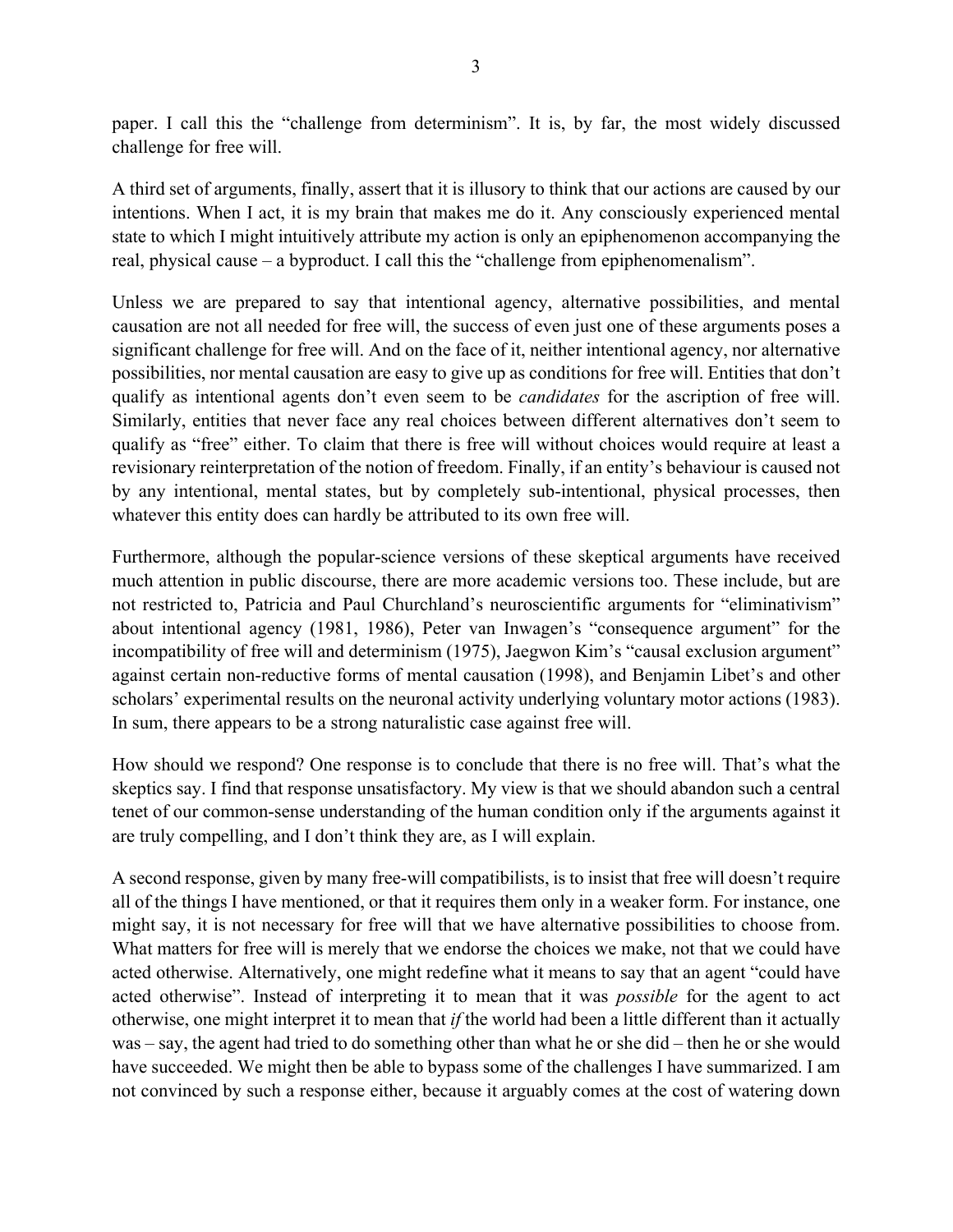paper. I call this the "challenge from determinism". It is, by far, the most widely discussed challenge for free will.

A third set of arguments, finally, assert that it is illusory to think that our actions are caused by our intentions. When I act, it is my brain that makes me do it. Any consciously experienced mental state to which I might intuitively attribute my action is only an epiphenomenon accompanying the real, physical cause – a byproduct. I call this the "challenge from epiphenomenalism".

Unless we are prepared to say that intentional agency, alternative possibilities, and mental causation are not all needed for free will, the success of even just one of these arguments poses a significant challenge for free will. And on the face of it, neither intentional agency, nor alternative possibilities, nor mental causation are easy to give up as conditions for free will. Entities that don't qualify as intentional agents don't even seem to be *candidates* for the ascription of free will. Similarly, entities that never face any real choices between different alternatives don't seem to qualify as "free" either. To claim that there is free will without choices would require at least a revisionary reinterpretation of the notion of freedom. Finally, if an entity's behaviour is caused not by any intentional, mental states, but by completely sub-intentional, physical processes, then whatever this entity does can hardly be attributed to its own free will.

Furthermore, although the popular-science versions of these skeptical arguments have received much attention in public discourse, there are more academic versions too. These include, but are not restricted to, Patricia and Paul Churchland's neuroscientific arguments for "eliminativism" about intentional agency (1981, 1986), Peter van Inwagen's "consequence argument" for the incompatibility of free will and determinism (1975), Jaegwon Kim's "causal exclusion argument" against certain non-reductive forms of mental causation (1998), and Benjamin Libet's and other scholars' experimental results on the neuronal activity underlying voluntary motor actions (1983). In sum, there appears to be a strong naturalistic case against free will.

How should we respond? One response is to conclude that there is no free will. That's what the skeptics say. I find that response unsatisfactory. My view is that we should abandon such a central tenet of our common-sense understanding of the human condition only if the arguments against it are truly compelling, and I don't think they are, as I will explain.

A second response, given by many free-will compatibilists, is to insist that free will doesn't require all of the things I have mentioned, or that it requires them only in a weaker form. For instance, one might say, it is not necessary for free will that we have alternative possibilities to choose from. What matters for free will is merely that we endorse the choices we make, not that we could have acted otherwise. Alternatively, one might redefine what it means to say that an agent "could have acted otherwise". Instead of interpreting it to mean that it was *possible* for the agent to act otherwise, one might interpret it to mean that *if* the world had been a little different than it actually was – say, the agent had tried to do something other than what he or she did – then he or she would have succeeded. We might then be able to bypass some of the challenges I have summarized. I am not convinced by such a response either, because it arguably comes at the cost of watering down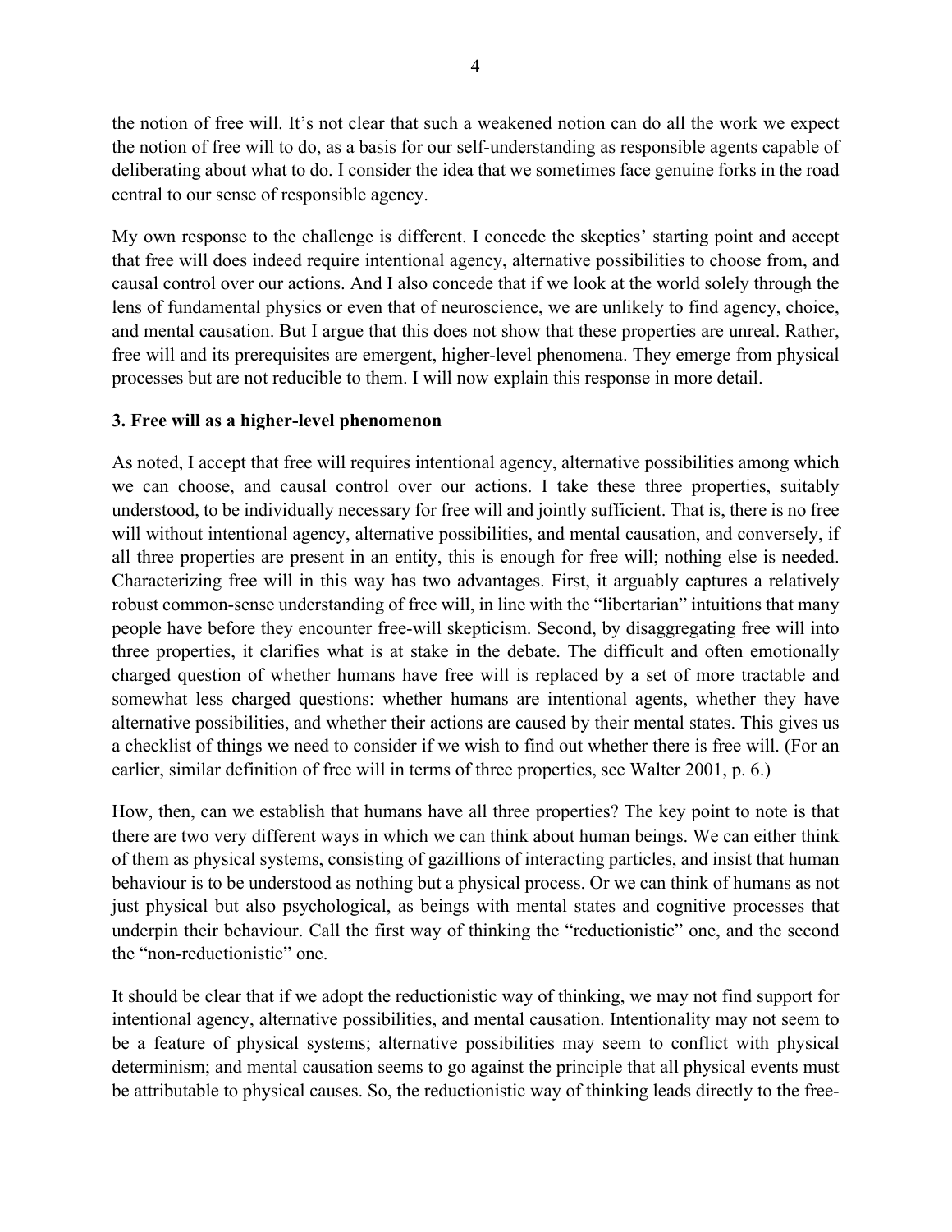the notion of free will. It's not clear that such a weakened notion can do all the work we expect the notion of free will to do, as a basis for our self-understanding as responsible agents capable of deliberating about what to do. I consider the idea that we sometimes face genuine forks in the road central to our sense of responsible agency.

My own response to the challenge is different. I concede the skeptics' starting point and accept that free will does indeed require intentional agency, alternative possibilities to choose from, and causal control over our actions. And I also concede that if we look at the world solely through the lens of fundamental physics or even that of neuroscience, we are unlikely to find agency, choice, and mental causation. But I argue that this does not show that these properties are unreal. Rather, free will and its prerequisites are emergent, higher-level phenomena. They emerge from physical processes but are not reducible to them. I will now explain this response in more detail.

### 3. Free will as a higher-level phenomenon

As noted, I accept that free will requires intentional agency, alternative possibilities among which we can choose, and causal control over our actions. I take these three properties, suitably understood, to be individually necessary for free will and jointly sufficient. That is, there is no free will without intentional agency, alternative possibilities, and mental causation, and conversely, if all three properties are present in an entity, this is enough for free will; nothing else is needed. Characterizing free will in this way has two advantages. First, it arguably captures a relatively robust common-sense understanding of free will, in line with the "libertarian" intuitions that many people have before they encounter free-will skepticism. Second, by disaggregating free will into three properties, it clarifies what is at stake in the debate. The difficult and often emotionally charged question of whether humans have free will is replaced by a set of more tractable and somewhat less charged questions: whether humans are intentional agents, whether they have alternative possibilities, and whether their actions are caused by their mental states. This gives us a checklist of things we need to consider if we wish to find out whether there is free will. (For an earlier, similar definition of free will in terms of three properties, see Walter 2001, p. 6.)

How, then, can we establish that humans have all three properties? The key point to note is that there are two very different ways in which we can think about human beings. We can either think of them as physical systems, consisting of gazillions of interacting particles, and insist that human behaviour is to be understood as nothing but a physical process. Or we can think of humans as not just physical but also psychological, as beings with mental states and cognitive processes that underpin their behaviour. Call the first way of thinking the "reductionistic" one, and the second the "non-reductionistic" one.

It should be clear that if we adopt the reductionistic way of thinking, we may not find support for intentional agency, alternative possibilities, and mental causation. Intentionality may not seem to be a feature of physical systems; alternative possibilities may seem to conflict with physical determinism; and mental causation seems to go against the principle that all physical events must be attributable to physical causes. So, the reductionistic way of thinking leads directly to the free-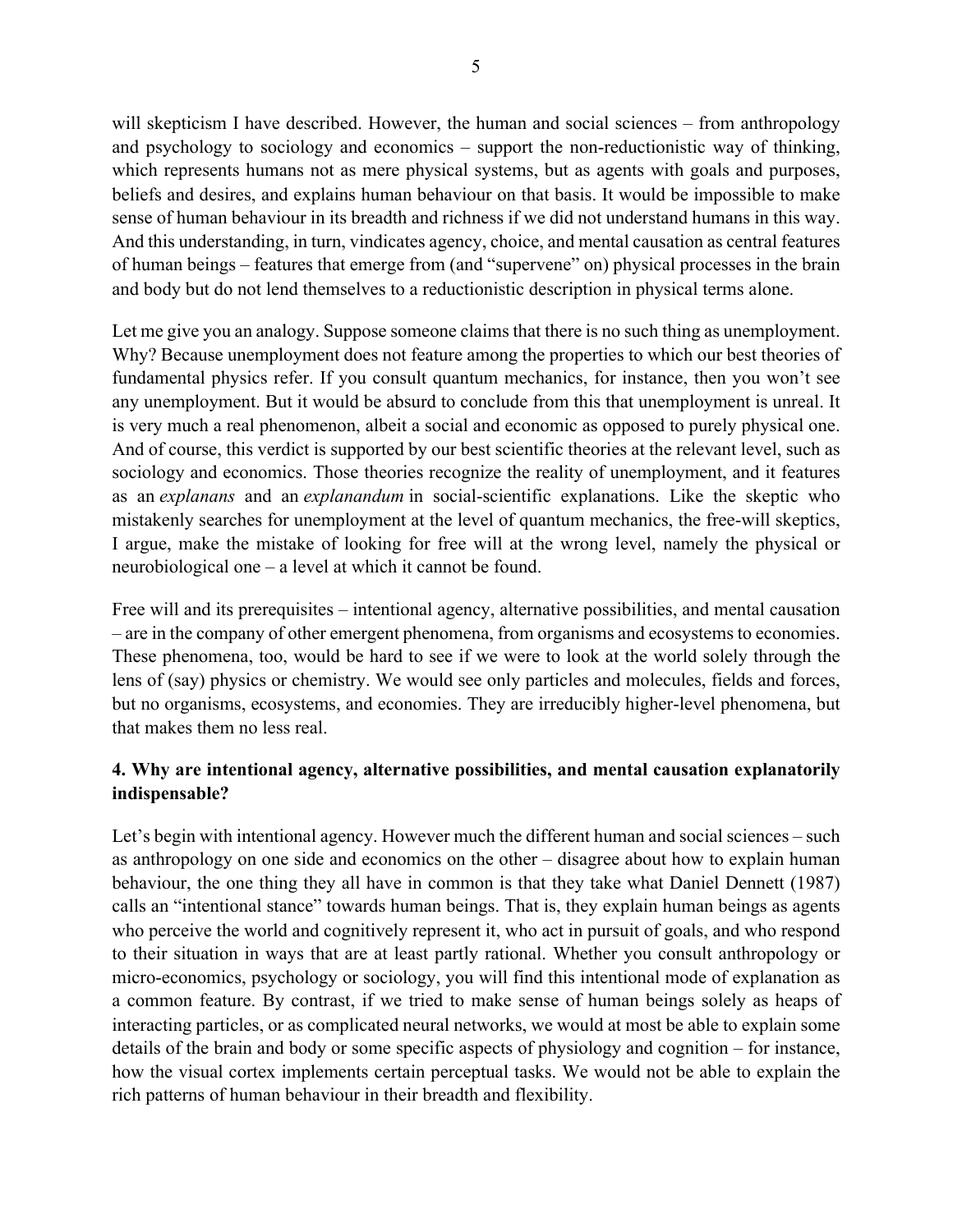will skepticism I have described. However, the human and social sciences – from anthropology and psychology to sociology and economics – support the non-reductionistic way of thinking, which represents humans not as mere physical systems, but as agents with goals and purposes, beliefs and desires, and explains human behaviour on that basis. It would be impossible to make sense of human behaviour in its breadth and richness if we did not understand humans in this way. And this understanding, in turn, vindicates agency, choice, and mental causation as central features of human beings – features that emerge from (and "supervene" on) physical processes in the brain and body but do not lend themselves to a reductionistic description in physical terms alone.

Let me give you an analogy. Suppose someone claims that there is no such thing as unemployment. Why? Because unemployment does not feature among the properties to which our best theories of fundamental physics refer. If you consult quantum mechanics, for instance, then you won't see any unemployment. But it would be absurd to conclude from this that unemployment is unreal. It is very much a real phenomenon, albeit a social and economic as opposed to purely physical one. And of course, this verdict is supported by our best scientific theories at the relevant level, such as sociology and economics. Those theories recognize the reality of unemployment, and it features as an *explanans* and an *explanandum* in social-scientific explanations. Like the skeptic who mistakenly searches for unemployment at the level of quantum mechanics, the free-will skeptics, I argue, make the mistake of looking for free will at the wrong level, namely the physical or neurobiological one – a level at which it cannot be found.

Free will and its prerequisites – intentional agency, alternative possibilities, and mental causation – are in the company of other emergent phenomena, from organisms and ecosystems to economies. These phenomena, too, would be hard to see if we were to look at the world solely through the lens of (say) physics or chemistry. We would see only particles and molecules, fields and forces, but no organisms, ecosystems, and economies. They are irreducibly higher-level phenomena, but that makes them no less real.

## 4. Why are intentional agency, alternative possibilities, and mental causation explanatorily indispensable?

Let's begin with intentional agency. However much the different human and social sciences – such as anthropology on one side and economics on the other – disagree about how to explain human behaviour, the one thing they all have in common is that they take what Daniel Dennett (1987) calls an "intentional stance" towards human beings. That is, they explain human beings as agents who perceive the world and cognitively represent it, who act in pursuit of goals, and who respond to their situation in ways that are at least partly rational. Whether you consult anthropology or micro-economics, psychology or sociology, you will find this intentional mode of explanation as a common feature. By contrast, if we tried to make sense of human beings solely as heaps of interacting particles, or as complicated neural networks, we would at most be able to explain some details of the brain and body or some specific aspects of physiology and cognition – for instance, how the visual cortex implements certain perceptual tasks. We would not be able to explain the rich patterns of human behaviour in their breadth and flexibility.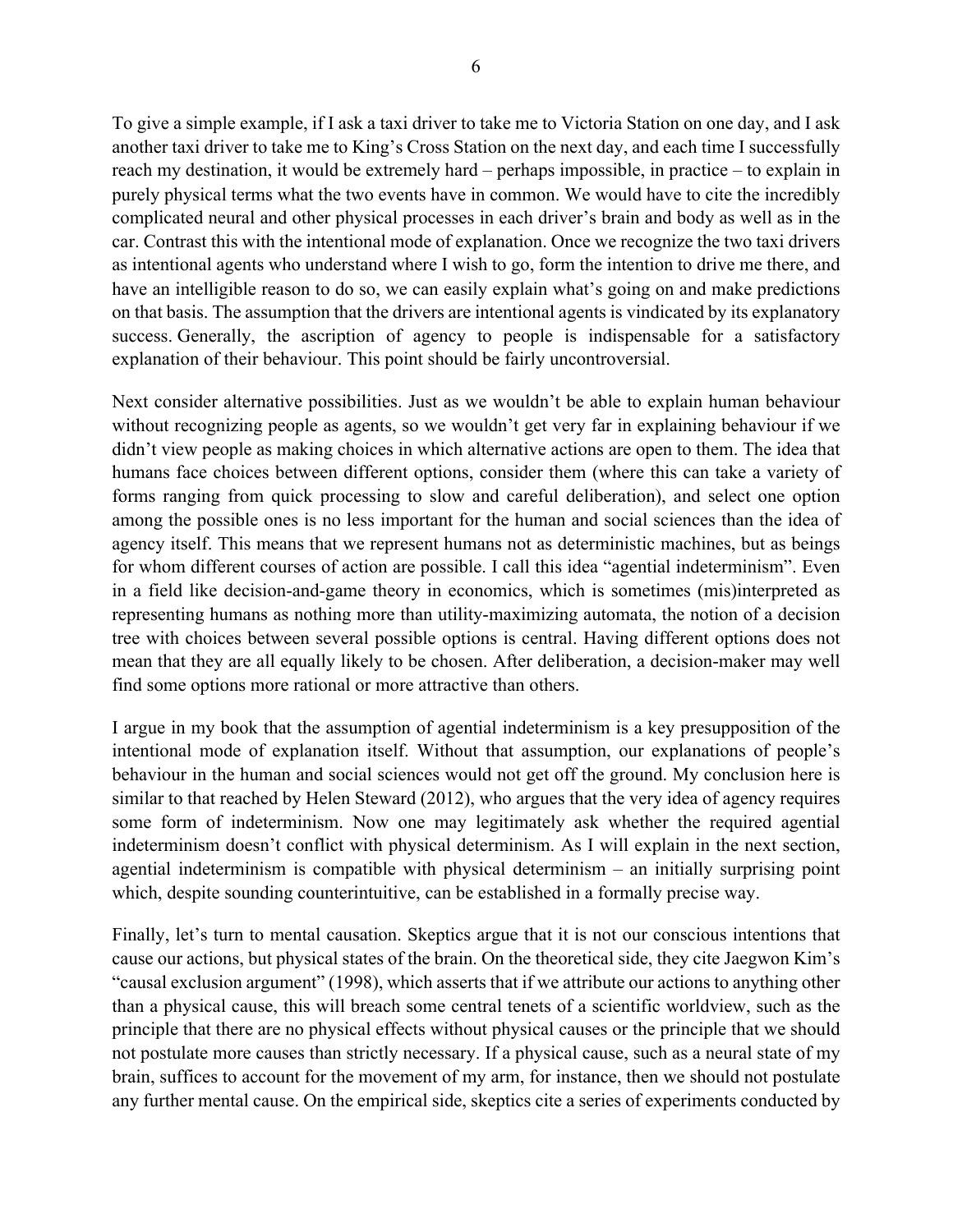To give a simple example, if I ask a taxi driver to take me to Victoria Station on one day, and I ask another taxi driver to take me to King's Cross Station on the next day, and each time I successfully reach my destination, it would be extremely hard – perhaps impossible, in practice – to explain in purely physical terms what the two events have in common. We would have to cite the incredibly complicated neural and other physical processes in each driver's brain and body as well as in the car. Contrast this with the intentional mode of explanation. Once we recognize the two taxi drivers as intentional agents who understand where I wish to go, form the intention to drive me there, and have an intelligible reason to do so, we can easily explain what's going on and make predictions on that basis. The assumption that the drivers are intentional agents is vindicated by its explanatory success. Generally, the ascription of agency to people is indispensable for a satisfactory explanation of their behaviour. This point should be fairly uncontroversial.

Next consider alternative possibilities. Just as we wouldn't be able to explain human behaviour without recognizing people as agents, so we wouldn't get very far in explaining behaviour if we didn't view people as making choices in which alternative actions are open to them. The idea that humans face choices between different options, consider them (where this can take a variety of forms ranging from quick processing to slow and careful deliberation), and select one option among the possible ones is no less important for the human and social sciences than the idea of agency itself. This means that we represent humans not as deterministic machines, but as beings for whom different courses of action are possible. I call this idea "agential indeterminism". Even in a field like decision-and-game theory in economics, which is sometimes (mis)interpreted as representing humans as nothing more than utility-maximizing automata, the notion of a decision tree with choices between several possible options is central. Having different options does not mean that they are all equally likely to be chosen. After deliberation, a decision-maker may well find some options more rational or more attractive than others.

I argue in my book that the assumption of agential indeterminism is a key presupposition of the intentional mode of explanation itself. Without that assumption, our explanations of people's behaviour in the human and social sciences would not get off the ground. My conclusion here is similar to that reached by Helen Steward (2012), who argues that the very idea of agency requires some form of indeterminism. Now one may legitimately ask whether the required agential indeterminism doesn't conflict with physical determinism. As I will explain in the next section, agential indeterminism is compatible with physical determinism – an initially surprising point which, despite sounding counterintuitive, can be established in a formally precise way.

Finally, let's turn to mental causation. Skeptics argue that it is not our conscious intentions that cause our actions, but physical states of the brain. On the theoretical side, they cite Jaegwon Kim's "causal exclusion argument" (1998), which asserts that if we attribute our actions to anything other than a physical cause, this will breach some central tenets of a scientific worldview, such as the principle that there are no physical effects without physical causes or the principle that we should not postulate more causes than strictly necessary. If a physical cause, such as a neural state of my brain, suffices to account for the movement of my arm, for instance, then we should not postulate any further mental cause. On the empirical side, skeptics cite a series of experiments conducted by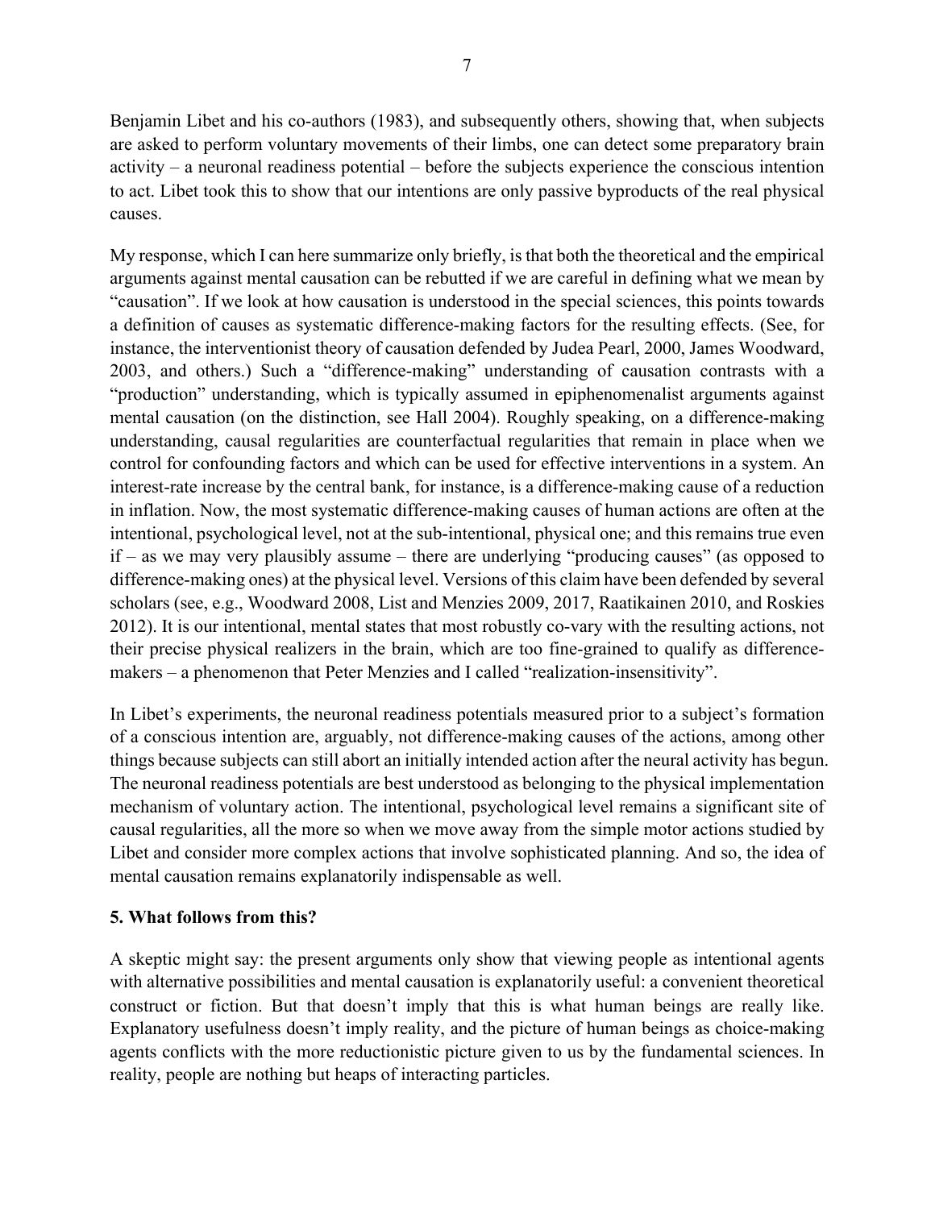Benjamin Libet and his co-authors (1983), and subsequently others, showing that, when subjects are asked to perform voluntary movements of their limbs, one can detect some preparatory brain activity – a neuronal readiness potential – before the subjects experience the conscious intention to act. Libet took this to show that our intentions are only passive byproducts of the real physical causes.

My response, which I can here summarize only briefly, is that both the theoretical and the empirical arguments against mental causation can be rebutted if we are careful in defining what we mean by "causation". If we look at how causation is understood in the special sciences, this points towards a definition of causes as systematic difference-making factors for the resulting effects. (See, for instance, the interventionist theory of causation defended by Judea Pearl, 2000, James Woodward, 2003, and others.) Such a "difference-making" understanding of causation contrasts with a "production" understanding, which is typically assumed in epiphenomenalist arguments against mental causation (on the distinction, see Hall 2004). Roughly speaking, on a difference-making understanding, causal regularities are counterfactual regularities that remain in place when we control for confounding factors and which can be used for effective interventions in a system. An interest-rate increase by the central bank, for instance, is a difference-making cause of a reduction in inflation. Now, the most systematic difference-making causes of human actions are often at the intentional, psychological level, not at the sub-intentional, physical one; and this remains true even if – as we may very plausibly assume – there are underlying "producing causes" (as opposed to difference-making ones) at the physical level. Versions of this claim have been defended by several scholars (see, e.g., Woodward 2008, List and Menzies 2009, 2017, Raatikainen 2010, and Roskies 2012). It is our intentional, mental states that most robustly co-vary with the resulting actions, not their precise physical realizers in the brain, which are too fine-grained to qualify as difference-makers – a phenomenon that Peter Menzies and I called "realization-insensitivity".

In Libet's experiments, the neuronal readiness potentials measured prior to a subject's formation of a conscious intention are, arguably, not difference-making causes of the actions, among other things because subjects can still abort an initially intended action after the neural activity has begun. The neuronal readiness potentials are best understood as belonging to the physical implementation mechanism of voluntary action. The intentional, psychological level remains a significant site of causal regularities, all the more so when we move away from the simple motor actions studied by Libet and consider more complex actions that involve sophisticated planning. And so, the idea of mental causation remains explanatorily indispensable as well.

## 5. What follows from this?

A skeptic might say: the present arguments only show that viewing people as intentional agents with alternative possibilities and mental causation is explanatorily useful: a convenient theoretical construct or fiction. But that doesn't imply that this is what human beings are really like. Explanatory usefulness doesn't imply reality, and the picture of human beings as choice-making agents conflicts with the more reductionistic picture given to us by the fundamental sciences. In reality, people are nothing but heaps of interacting particles.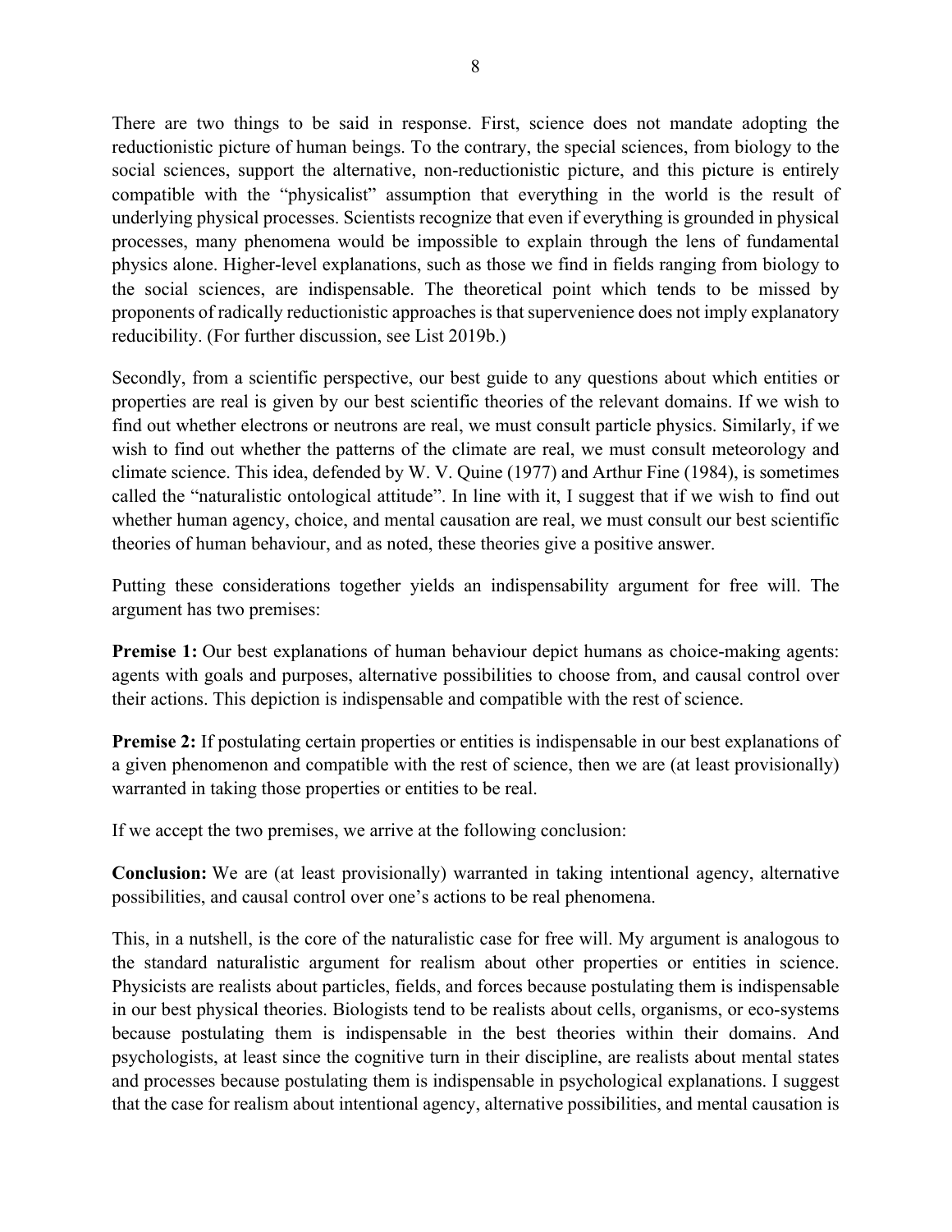There are two things to be said in response. First, science does not mandate adopting the reductionistic picture of human beings. To the contrary, the special sciences, from biology to the social sciences, support the alternative, non-reductionistic picture, and this picture is entirely compatible with the "physicalist" assumption that everything in the world is the result of underlying physical processes. Scientists recognize that even if everything is grounded in physical processes, many phenomena would be impossible to explain through the lens of fundamental physics alone. Higher-level explanations, such as those we find in fields ranging from biology to the social sciences, are indispensable. The theoretical point which tends to be missed by proponents of radically reductionistic approaches is that supervenience does not imply explanatory reducibility. (For further discussion, see List 2019b.)

Secondly, from a scientific perspective, our best guide to any questions about which entities or properties are real is given by our best scientific theories of the relevant domains. If we wish to find out whether electrons or neutrons are real, we must consult particle physics. Similarly, if we wish to find out whether the patterns of the climate are real, we must consult meteorology and climate science. This idea, defended by W. V. Quine (1977) and Arthur Fine (1984), is sometimes called the "naturalistic ontological attitude". In line with it, I suggest that if we wish to find out whether human agency, choice, and mental causation are real, we must consult our best scientific theories of human behaviour, and as noted, these theories give a positive answer.

Putting these considerations together yields an indispensability argument for free will. The argument has two premises:

**Premise 1:** Our best explanations of human behaviour depict humans as choice-making agents: agents with goals and purposes, alternative possibilities to choose from, and causal control over their actions. This depiction is indispensable and compatible with the rest of science.

**Premise 2:** If postulating certain properties or entities is indispensable in our best explanations of a given phenomenon and compatible with the rest of science, then we are (at least provisionally) warranted in taking those properties or entities to be real.

If we accept the two premises, we arrive at the following conclusion:

**Conclusion:** We are (at least provisionally) warranted in taking intentional agency, alternative possibilities, and causal control over one's actions to be real phenomena.

This, in a nutshell, is the core of the naturalistic case for free will. My argument is analogous to the standard naturalistic argument for realism about other properties or entities in science. Physicists are realists about particles, fields, and forces because postulating them is indispensable in our best physical theories. Biologists tend to be realists about cells, organisms, or eco-systems because postulating them is indispensable in the best theories within their domains. And psychologists, at least since the cognitive turn in their discipline, are realists about mental states and processes because postulating them is indispensable in psychological explanations. I suggest that the case for realism about intentional agency, alternative possibilities, and mental causation is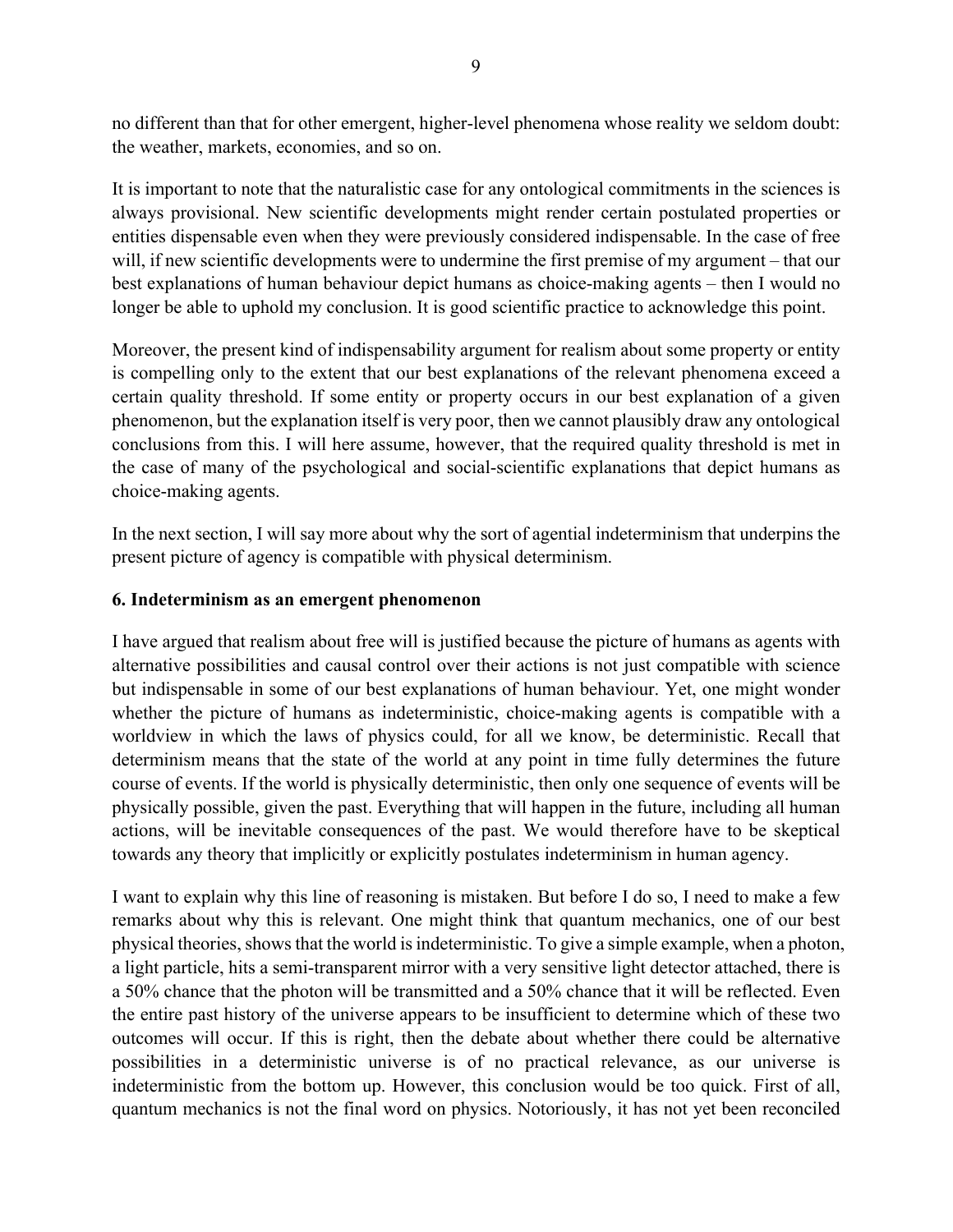no different than that for other emergent, higher-level phenomena whose reality we seldom doubt: the weather, markets, economies, and so on.

It is important to note that the naturalistic case for any ontological commitments in the sciences is always provisional. New scientific developments might render certain postulated properties or entities dispensable even when they were previously considered indispensable. In the case of free will, if new scientific developments were to undermine the first premise of my argument – that our best explanations of human behaviour depict humans as choice-making agents – then I would no longer be able to uphold my conclusion. It is good scientific practice to acknowledge this point.

Moreover, the present kind of indispensability argument for realism about some property or entity is compelling only to the extent that our best explanations of the relevant phenomena exceed a certain quality threshold. If some entity or property occurs in our best explanation of a given phenomenon, but the explanation itself is very poor, then we cannot plausibly draw any ontological conclusions from this. I will here assume, however, that the required quality threshold is met in the case of many of the psychological and social-scientific explanations that depict humans as choice-making agents.

In the next section, I will say more about why the sort of agential indeterminism that underpins the present picture of agency is compatible with physical determinism.

## 6. Indeterminism as an emergent phenomenon

I have argued that realism about free will is justified because the picture of humans as agents with alternative possibilities and causal control over their actions is not just compatible with science but indispensable in some of our best explanations of human behaviour. Yet, one might wonder whether the picture of humans as indeterministic, choice-making agents is compatible with a worldview in which the laws of physics could, for all we know, be deterministic. Recall that determinism means that the state of the world at any point in time fully determines the future course of events. If the world is physically deterministic, then only one sequence of events will be physically possible, given the past. Everything that will happen in the future, including all human actions, will be inevitable consequences of the past. We would therefore have to be skeptical towards any theory that implicitly or explicitly postulates indeterminism in human agency.

I want to explain why this line of reasoning is mistaken. But before I do so, I need to make a few remarks about why this is relevant. One might think that quantum mechanics, one of our best physical theories, shows that the world is indeterministic. To give a simple example, when a photon, a light particle, hits a semi-transparent mirror with a very sensitive light detector attached, there is a 50% chance that the photon will be transmitted and a 50% chance that it will be reflected. Even the entire past history of the universe appears to be insufficient to determine which of these two outcomes will occur. If this is right, then the debate about whether there could be alternative possibilities in a deterministic universe is of no practical relevance, as our universe is indeterministic from the bottom up. However, this conclusion would be too quick. First of all, quantum mechanics is not the final word on physics. Notoriously, it has not yet been reconciled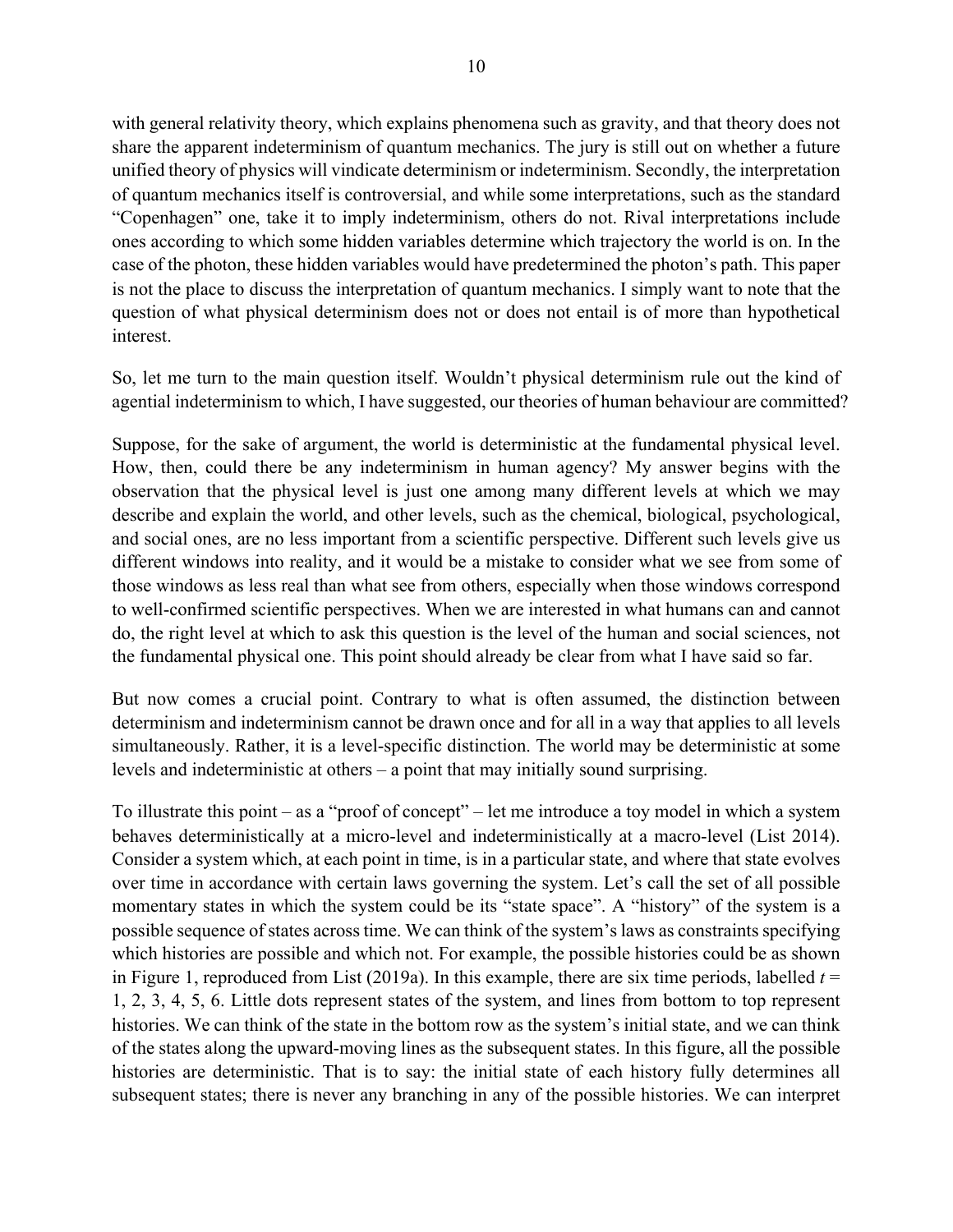with general relativity theory, which explains phenomena such as gravity, and that theory does not share the apparent indeterminism of quantum mechanics. The jury is still out on whether a future unified theory of physics will vindicate determinism or indeterminism. Secondly, the interpretation of quantum mechanics itself is controversial, and while some interpretations, such as the standard "Copenhagen" one, take it to imply indeterminism, others do not. Rival interpretations include ones according to which some hidden variables determine which trajectory the world is on. In the case of the photon, these hidden variables would have predetermined the photon's path. This paper is not the place to discuss the interpretation of quantum mechanics. I simply want to note that the question of what physical determinism does not or does not entail is of more than hypothetical interest.

So, let me turn to the main question itself. Wouldn't physical determinism rule out the kind of agential indeterminism to which, I have suggested, our theories of human behaviour are committed?

Suppose, for the sake of argument, the world is deterministic at the fundamental physical level. How, then, could there be any indeterminism in human agency? My answer begins with the observation that the physical level is just one among many different levels at which we may describe and explain the world, and other levels, such as the chemical, biological, psychological, and social ones, are no less important from a scientific perspective. Different such levels give us different windows into reality, and it would be a mistake to consider what we see from some of those windows as less real than what see from others, especially when those windows correspond to well-confirmed scientific perspectives. When we are interested in what humans can and cannot do, the right level at which to ask this question is the level of the human and social sciences, not the fundamental physical one. This point should already be clear from what I have said so far.

But now comes a crucial point. Contrary to what is often assumed, the distinction between determinism and indeterminism cannot be drawn once and for all in a way that applies to all levels simultaneously. Rather, it is a level-specific distinction. The world may be deterministic at some levels and indeterministic at others – a point that may initially sound surprising.

To illustrate this point – as a "proof of concept" – let me introduce a toy model in which a system behaves deterministically at a micro-level and indeterministically at a macro-level (List 2014). Consider a system which, at each point in time, is in a particular state, and where that state evolves over time in accordance with certain laws governing the system. Let's call the set of all possible momentary states in which the system could be its "state space". A "history" of the system is a possible sequence of states across time. We can think of the system's laws as constraints specifying which histories are possible and which not. For example, the possible histories could be as shown in Figure 1, reproduced from List (2019a). In this example, there are six time periods, labelled $t$ = 1, 2, 3, 4, 5, 6. Little dots represent states of the system, and lines from bottom to top represent histories. We can think of the state in the bottom row as the system's initial state, and we can think of the states along the upward-moving lines as the subsequent states. In this figure, all the possible histories are deterministic. That is to say: the initial state of each history fully determines all subsequent states; there is never any branching in any of the possible histories. We can interpret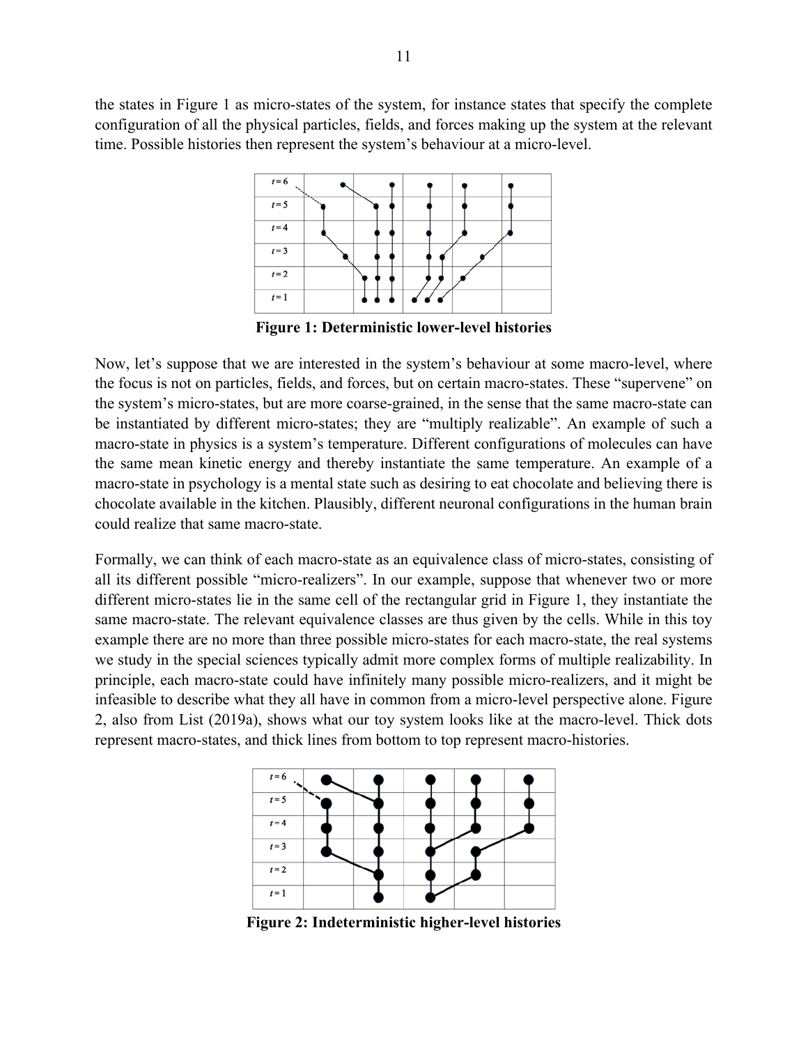the states in Figure 1 as micro-states of the system, for instance states that specify the complete configuration of all the physical particles, fields, and forces making up the system at the relevant time. Possible histories then represent the system's behaviour at a micro-level.

**Figure 1: Deterministic lower-level histories**

Now, let's suppose that we are interested in the system's behaviour at some macro-level, where the focus is not on particles, fields, and forces, but on certain macro-states. These "supervene" on the system's micro-states, but are more coarse-grained, in the sense that the same macro-state can be instantiated by different micro-states; they are "multiply realizable". An example of such a macro-state in physics is a system's temperature. Different configurations of molecules can have the same mean kinetic energy and thereby instantiate the same temperature. An example of a macro-state in psychology is a mental state such as desiring to eat chocolate and believing there is chocolate available in the kitchen. Plausibly, different neuronal configurations in the human brain could realize that same macro-state.

Formally, we can think of each macro-state as an equivalence class of micro-states, consisting of all its different possible "micro-realizers". In our example, suppose that whenever two or more different micro-states lie in the same cell of the rectangular grid in Figure 1, they instantiate the same macro-state. The relevant equivalence classes are thus given by the cells. While in this toy example there are no more than three possible micro-states for each macro-state, the real systems we study in the special sciences typically admit more complex forms of multiple realizability. In principle, each macro-state could have infinitely many possible micro-realizers, and it might be infeasible to describe what they all have in common from a micro-level perspective alone. Figure 2, also from List (2019a), shows what our toy system looks like at the macro-level. Thick dots represent macro-states, and thick lines from bottom to top represent macro-histories.

**Figure 2: Indeterministic higher-level histories**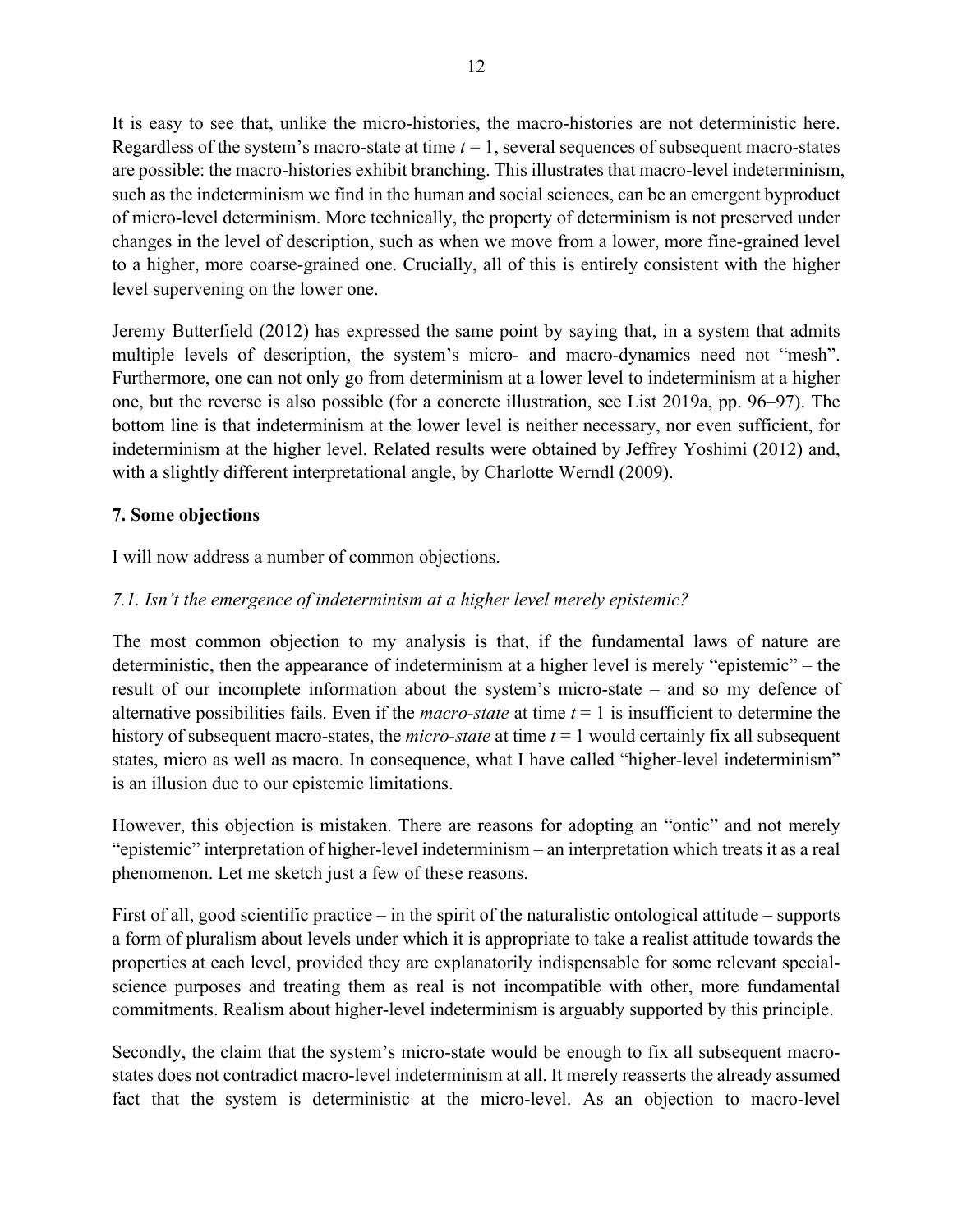It is easy to see that, unlike the micro-histories, the macro-histories are not deterministic here. Regardless of the system's macro-state at time $t = 1$, several sequences of subsequent macro-states are possible: the macro-histories exhibit branching. This illustrates that macro-level indeterminism, such as the indeterminism we find in the human and social sciences, can be an emergent byproduct of micro-level determinism. More technically, the property of determinism is not preserved under changes in the level of description, such as when we move from a lower, more fine-grained level to a higher, more coarse-grained one. Crucially, all of this is entirely consistent with the higher level supervening on the lower one.

Jeremy Butterfield (2012) has expressed the same point by saying that, in a system that admits multiple levels of description, the system's micro- and macro-dynamics need not "mesh". Furthermore, one can not only go from determinism at a lower level to indeterminism at a higher one, but the reverse is also possible (for a concrete illustration, see List 2019a, pp. 96–97). The bottom line is that indeterminism at the lower level is neither necessary, nor even sufficient, for indeterminism at the higher level. Related results were obtained by Jeffrey Yoshimi (2012) and, with a slightly different interpretational angle, by Charlotte Werndl (2009).

## 7. Some objections

I will now address a number of common objections.

### *7.1. Isn't the emergence of indeterminism at a higher level merely epistemic?*

The most common objection to my analysis is that, if the fundamental laws of nature are deterministic, then the appearance of indeterminism at a higher level is merely "epistemic" – the result of our incomplete information about the system's micro-state – and so my defence of alternative possibilities fails. Even if the *macro-state* at time $t = 1$ is insufficient to determine the history of subsequent macro-states, the *micro-state* at time $t = 1$ would certainly fix all subsequent states, micro as well as macro. In consequence, what I have called "higher-level indeterminism" is an illusion due to our epistemic limitations.

However, this objection is mistaken. There are reasons for adopting an "ontic" and not merely "epistemic" interpretation of higher-level indeterminism – an interpretation which treats it as a real phenomenon. Let me sketch just a few of these reasons.

First of all, good scientific practice – in the spirit of the naturalistic ontological attitude – supports a form of pluralism about levels under which it is appropriate to take a realist attitude towards the properties at each level, provided they are explanatorily indispensable for some relevant special-science purposes and treating them as real is not incompatible with other, more fundamental commitments. Realism about higher-level indeterminism is arguably supported by this principle.

Secondly, the claim that the system's micro-state would be enough to fix all subsequent macro-states does not contradict macro-level indeterminism at all. It merely reasserts the already assumed fact that the system is deterministic at the micro-level. As an objection to macro-level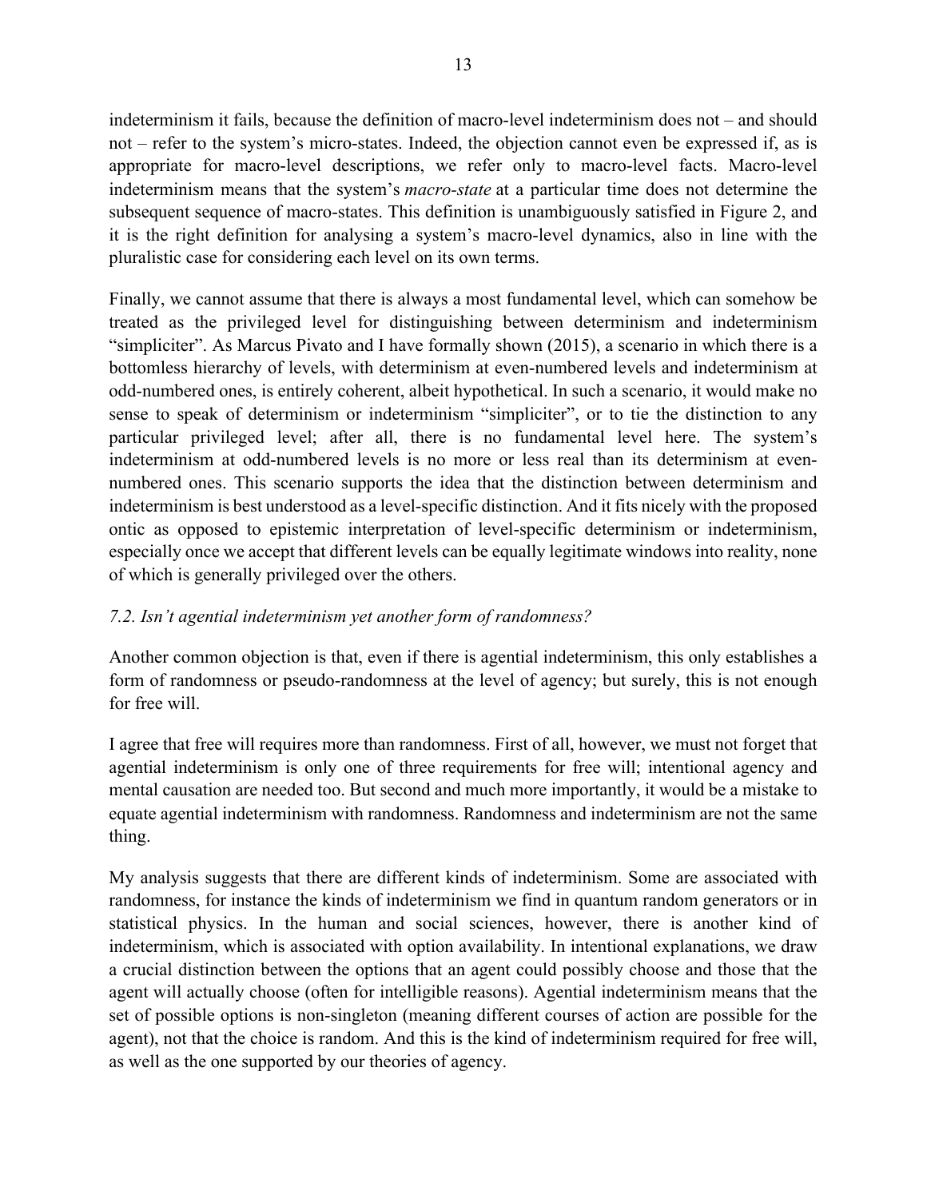indeterminism it fails, because the definition of macro-level indeterminism does not – and should not – refer to the system's micro-states. Indeed, the objection cannot even be expressed if, as is appropriate for macro-level descriptions, we refer only to macro-level facts. Macro-level indeterminism means that the system's *macro-state* at a particular time does not determine the subsequent sequence of macro-states. This definition is unambiguously satisfied in Figure 2, and it is the right definition for analysing a system's macro-level dynamics, also in line with the pluralistic case for considering each level on its own terms.

Finally, we cannot assume that there is always a most fundamental level, which can somehow be treated as the privileged level for distinguishing between determinism and indeterminism "simpliciter". As Marcus Pivato and I have formally shown (2015), a scenario in which there is a bottomless hierarchy of levels, with determinism at even-numbered levels and indeterminism at odd-numbered ones, is entirely coherent, albeit hypothetical. In such a scenario, it would make no sense to speak of determinism or indeterminism "simpliciter", or to tie the distinction to any particular privileged level; after all, there is no fundamental level here. The system's indeterminism at odd-numbered levels is no more or less real than its determinism at even-numbered ones. This scenario supports the idea that the distinction between determinism and indeterminism is best understood as a level-specific distinction. And it fits nicely with the proposed ontic as opposed to epistemic interpretation of level-specific determinism or indeterminism, especially once we accept that different levels can be equally legitimate windows into reality, none of which is generally privileged over the others.

### *7.2. Isn't agential indeterminism yet another form of randomness?*

Another common objection is that, even if there is agential indeterminism, this only establishes a form of randomness or pseudo-randomness at the level of agency; but surely, this is not enough for free will.

I agree that free will requires more than randomness. First of all, however, we must not forget that agential indeterminism is only one of three requirements for free will; intentional agency and mental causation are needed too. But second and much more importantly, it would be a mistake to equate agential indeterminism with randomness. Randomness and indeterminism are not the same thing.

My analysis suggests that there are different kinds of indeterminism. Some are associated with randomness, for instance the kinds of indeterminism we find in quantum random generators or in statistical physics. In the human and social sciences, however, there is another kind of indeterminism, which is associated with option availability. In intentional explanations, we draw a crucial distinction between the options that an agent could possibly choose and those that the agent will actually choose (often for intelligible reasons). Agential indeterminism means that the set of possible options is non-singleton (meaning different courses of action are possible for the agent), not that the choice is random. And this is the kind of indeterminism required for free will, as well as the one supported by our theories of agency.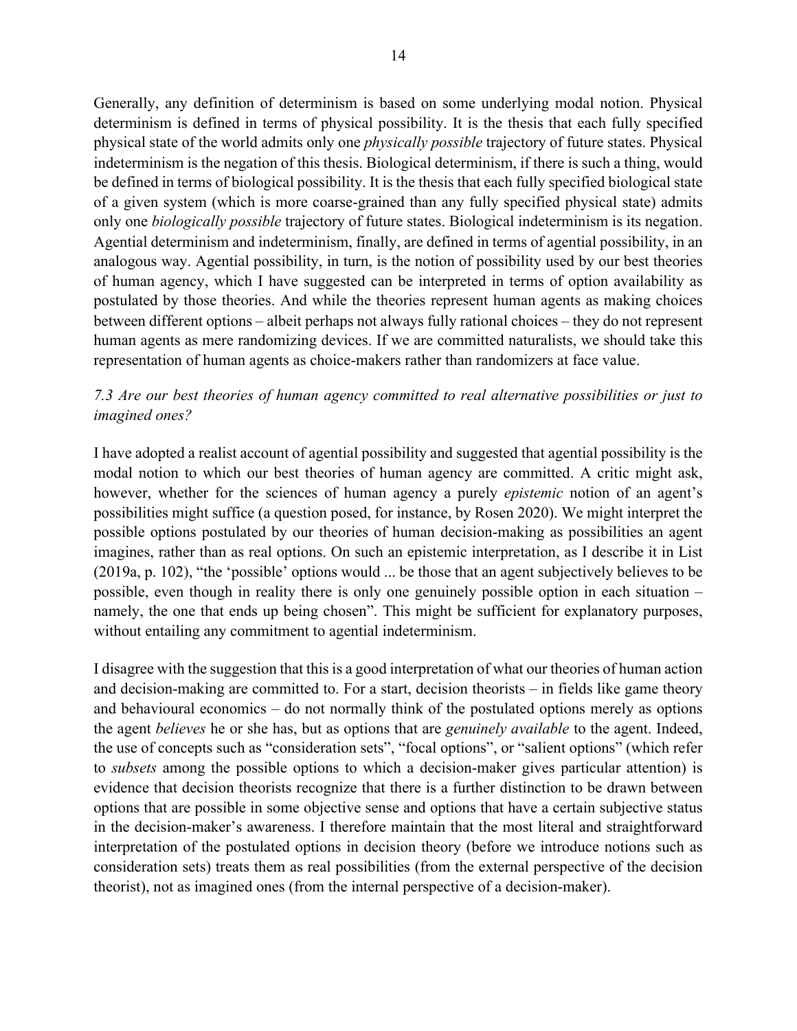Generally, any definition of determinism is based on some underlying modal notion. Physical determinism is defined in terms of physical possibility. It is the thesis that each fully specified physical state of the world admits only one *physically possible* trajectory of future states. Physical indeterminism is the negation of this thesis. Biological determinism, if there is such a thing, would be defined in terms of biological possibility. It is the thesis that each fully specified biological state of a given system (which is more coarse-grained than any fully specified physical state) admits only one *biologically possible* trajectory of future states. Biological indeterminism is its negation. Agential determinism and indeterminism, finally, are defined in terms of agential possibility, in an analogous way. Agential possibility, in turn, is the notion of possibility used by our best theories of human agency, which I have suggested can be interpreted in terms of option availability as postulated by those theories. And while the theories represent human agents as making choices between different options – albeit perhaps not always fully rational choices – they do not represent human agents as mere randomizing devices. If we are committed naturalists, we should take this representation of human agents as choice-makers rather than randomizers at face value.

### *7.3 Are our best theories of human agency committed to real alternative possibilities or just to imagined ones?*

I have adopted a realist account of agential possibility and suggested that agential possibility is the modal notion to which our best theories of human agency are committed. A critic might ask, however, whether for the sciences of human agency a purely *epistemic* notion of an agent's possibilities might suffice (a question posed, for instance, by Rosen 2020). We might interpret the possible options postulated by our theories of human decision-making as possibilities an agent imagines, rather than as real options. On such an epistemic interpretation, as I describe it in List (2019a, p. 102), "the 'possible' options would ... be those that an agent subjectively believes to be possible, even though in reality there is only one genuinely possible option in each situation – namely, the one that ends up being chosen". This might be sufficient for explanatory purposes, without entailing any commitment to agential indeterminism.

I disagree with the suggestion that this is a good interpretation of what our theories of human action and decision-making are committed to. For a start, decision theorists – in fields like game theory and behavioural economics – do not normally think of the postulated options merely as options the agent *believes* he or she has, but as options that are *genuinely available* to the agent. Indeed, the use of concepts such as "consideration sets", "focal options", or "salient options" (which refer to *subsets* among the possible options to which a decision-maker gives particular attention) is evidence that decision theorists recognize that there is a further distinction to be drawn between options that are possible in some objective sense and options that have a certain subjective status in the decision-maker's awareness. I therefore maintain that the most literal and straightforward interpretation of the postulated options in decision theory (before we introduce notions such as consideration sets) treats them as real possibilities (from the external perspective of the decision theorist), not as imagined ones (from the internal perspective of a decision-maker).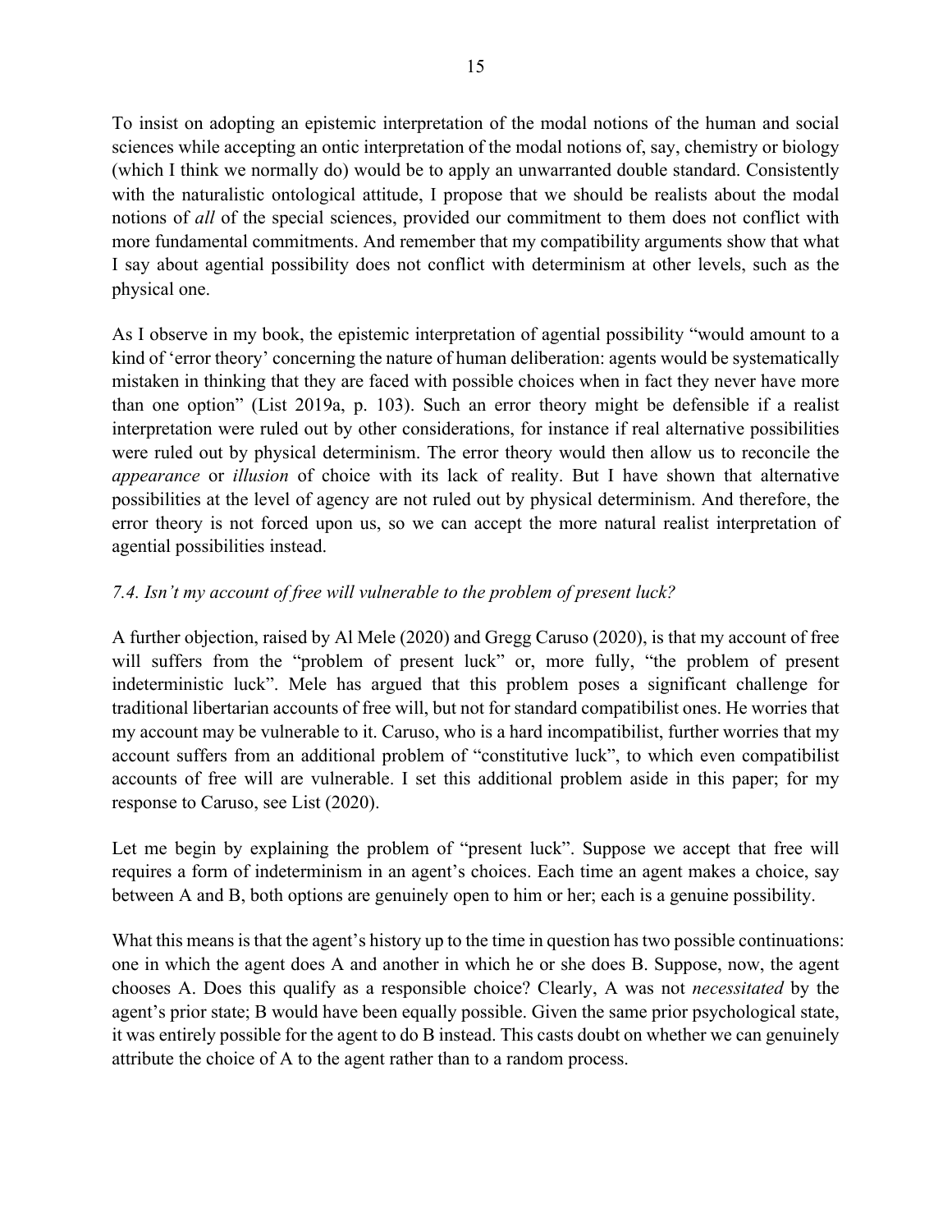To insist on adopting an epistemic interpretation of the modal notions of the human and social sciences while accepting an ontic interpretation of the modal notions of, say, chemistry or biology (which I think we normally do) would be to apply an unwarranted double standard. Consistently with the naturalistic ontological attitude, I propose that we should be realists about the modal notions of *all* of the special sciences, provided our commitment to them does not conflict with more fundamental commitments. And remember that my compatibility arguments show that what I say about agential possibility does not conflict with determinism at other levels, such as the physical one.

As I observe in my book, the epistemic interpretation of agential possibility "would amount to a kind of 'error theory' concerning the nature of human deliberation: agents would be systematically mistaken in thinking that they are faced with possible choices when in fact they never have more than one option" (List 2019a, p. 103). Such an error theory might be defensible if a realist interpretation were ruled out by other considerations, for instance if real alternative possibilities were ruled out by physical determinism. The error theory would then allow us to reconcile the *appearance* or *illusion* of choice with its lack of reality. But I have shown that alternative possibilities at the level of agency are not ruled out by physical determinism. And therefore, the error theory is not forced upon us, so we can accept the more natural realist interpretation of agential possibilities instead.

### *7.4. Isn't my account of free will vulnerable to the problem of present luck?*

A further objection, raised by Al Mele (2020) and Gregg Caruso (2020), is that my account of free will suffers from the "problem of present luck" or, more fully, "the problem of present indeterministic luck". Mele has argued that this problem poses a significant challenge for traditional libertarian accounts of free will, but not for standard compatibilist ones. He worries that my account may be vulnerable to it. Caruso, who is a hard incompatibilist, further worries that my account suffers from an additional problem of "constitutive luck", to which even compatibilist accounts of free will are vulnerable. I set this additional problem aside in this paper; for my response to Caruso, see List (2020).

Let me begin by explaining the problem of "present luck". Suppose we accept that free will requires a form of indeterminism in an agent's choices. Each time an agent makes a choice, say between A and B, both options are genuinely open to him or her; each is a genuine possibility.

What this means is that the agent's history up to the time in question has two possible continuations: one in which the agent does A and another in which he or she does B. Suppose, now, the agent chooses A. Does this qualify as a responsible choice? Clearly, A was not *necessitated* by the agent's prior state; B would have been equally possible. Given the same prior psychological state, it was entirely possible for the agent to do B instead. This casts doubt on whether we can genuinely attribute the choice of A to the agent rather than to a random process.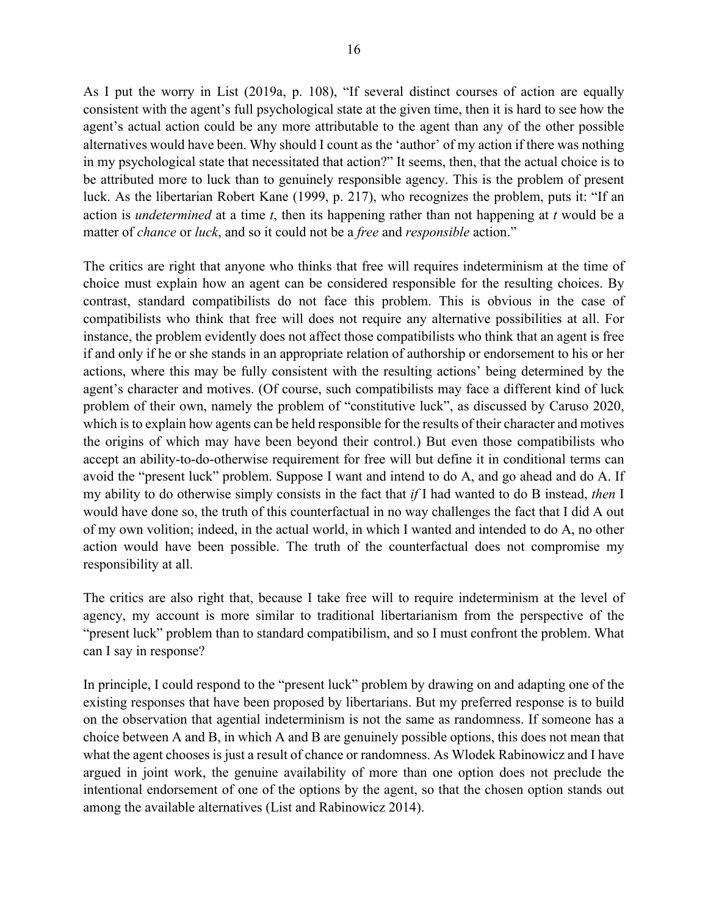As I put the worry in List (2019a, p. 108), "If several distinct courses of action are equally consistent with the agent's full psychological state at the given time, then it is hard to see how the agent's actual action could be any more attributable to the agent than any of the other possible alternatives would have been. Why should I count as the 'author' of my action if there was nothing in my psychological state that necessitated that action?" It seems, then, that the actual choice is to be attributed more to luck than to genuinely responsible agency. This is the problem of present luck. As the libertarian Robert Kane (1999, p. 217), who recognizes the problem, puts it: "If an action is *undetermined* at a time *t*, then its happening rather than not happening at *t* would be a matter of *chance* or *luck*, and so it could not be a *free* and *responsible* action."

The critics are right that anyone who thinks that free will requires indeterminism at the time of choice must explain how an agent can be considered responsible for the resulting choices. By contrast, standard compatibilists do not face this problem. This is obvious in the case of compatibilists who think that free will does not require any alternative possibilities at all. For instance, the problem evidently does not affect those compatibilists who think that an agent is free if and only if he or she stands in an appropriate relation of authorship or endorsement to his or her actions, where this may be fully consistent with the resulting actions' being determined by the agent's character and motives. (Of course, such compatibilists may face a different kind of luck problem of their own, namely the problem of "constitutive luck", as discussed by Caruso 2020, which is to explain how agents can be held responsible for the results of their character and motives the origins of which may have been beyond their control.) But even those compatibilists who accept an ability-to-do-otherwise requirement for free will but define it in conditional terms can avoid the "present luck" problem. Suppose I want and intend to do A, and go ahead and do A. If my ability to do otherwise simply consists in the fact that *if* I had wanted to do B instead, *then* I would have done so, the truth of this counterfactual in no way challenges the fact that I did A out of my own volition; indeed, in the actual world, in which I wanted and intended to do A, no other action would have been possible. The truth of the counterfactual does not compromise my responsibility at all.

The critics are also right that, because I take free will to require indeterminism at the level of agency, my account is more similar to traditional libertarianism from the perspective of the "present luck" problem than to standard compatibilism, and so I must confront the problem. What can I say in response?

In principle, I could respond to the "present luck" problem by drawing on and adapting one of the existing responses that have been proposed by libertarians. But my preferred response is to build on the observation that agential indeterminism is not the same as randomness. If someone has a choice between A and B, in which A and B are genuinely possible options, this does not mean that what the agent chooses is just a result of chance or randomness. As Wlodek Rabinowicz and I have argued in joint work, the genuine availability of more than one option does not preclude the intentional endorsement of one of the options by the agent, so that the chosen option stands out among the available alternatives (List and Rabinowicz 2014).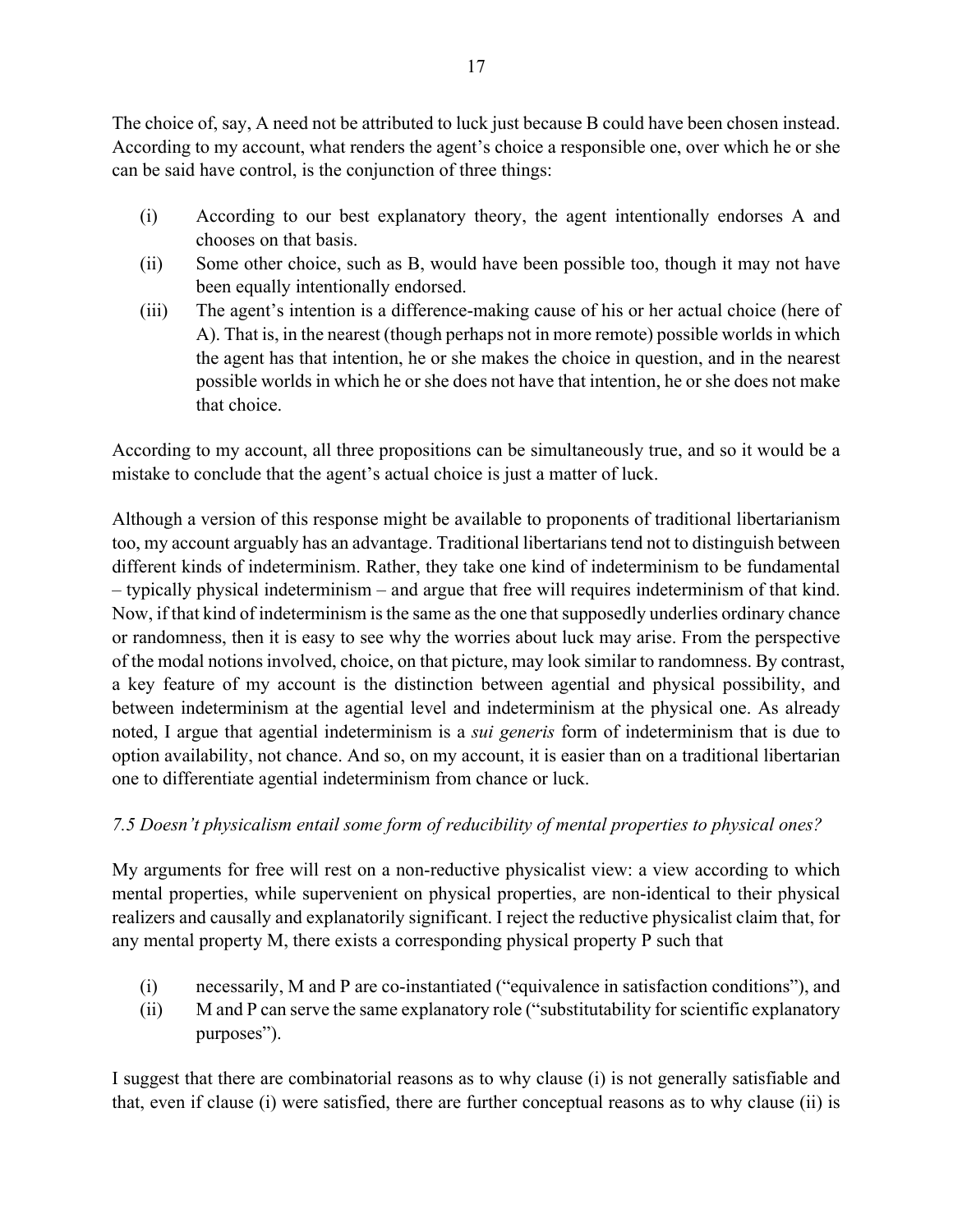The choice of, say, A need not be attributed to luck just because B could have been chosen instead. According to my account, what renders the agent's choice a responsible one, over which he or she can be said have control, is the conjunction of three things:

(i) According to our best explanatory theory, the agent intentionally endorses A and chooses on that basis.

(ii) Some other choice, such as B, would have been possible too, though it may not have been equally intentionally endorsed.

(iii) The agent's intention is a difference-making cause of his or her actual choice (here of A). That is, in the nearest (though perhaps not in more remote) possible worlds in which the agent has that intention, he or she makes the choice in question, and in the nearest possible worlds in which he or she does not have that intention, he or she does not make that choice.

According to my account, all three propositions can be simultaneously true, and so it would be a mistake to conclude that the agent's actual choice is just a matter of luck.

Although a version of this response might be available to proponents of traditional libertarianism too, my account arguably has an advantage. Traditional libertarians tend not to distinguish between different kinds of indeterminism. Rather, they take one kind of indeterminism to be fundamental – typically physical indeterminism – and argue that free will requires indeterminism of that kind. Now, if that kind of indeterminism is the same as the one that supposedly underlies ordinary chance or randomness, then it is easy to see why the worries about luck may arise. From the perspective of the modal notions involved, choice, on that picture, may look similar to randomness. By contrast, a key feature of my account is the distinction between agential and physical possibility, and between indeterminism at the agential level and indeterminism at the physical one. As already noted, I argue that agential indeterminism is a *sui generis* form of indeterminism that is due to option availability, not chance. And so, on my account, it is easier than on a traditional libertarian one to differentiate agential indeterminism from chance or luck.

### *7.5 Doesn't physicalism entail some form of reducibility of mental properties to physical ones?*

My arguments for free will rest on a non-reductive physicalist view: a view according to which mental properties, while supervenient on physical properties, are non-identical to their physical realizers and causally and explanatorily significant. I reject the reductive physicalist claim that, for any mental property M, there exists a corresponding physical property P such that

(i) necessarily, M and P are co-instantiated ("equivalence in satisfaction conditions"), and

(ii) M and P can serve the same explanatory role ("substitutability for scientific explanatory purposes").

I suggest that there are combinatorial reasons as to why clause (i) is not generally satisfiable and that, even if clause (i) were satisfied, there are further conceptual reasons as to why clause (ii) is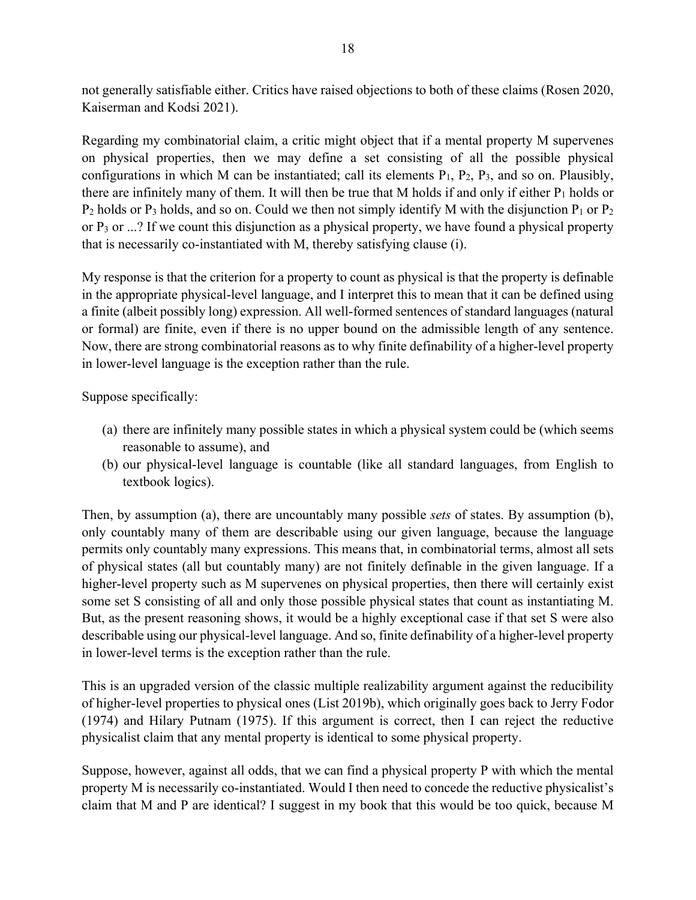not generally satisfiable either. Critics have raised objections to both of these claims (Rosen 2020, Kaiserman and Kodsi 2021).

Regarding my combinatorial claim, a critic might object that if a mental property M supervenes on physical properties, then we may define a set consisting of all the possible physical configurations in which M can be instantiated; call its elements $P_1$, $P_2$, $P_3$, and so on. Plausibly, there are infinitely many of them. It will then be true that M holds if and only if either $P_1$ holds or $P_2$ holds or $P_3$ holds, and so on. Could we then not simply identify M with the disjunction $P_1$ or $P_2$ or $P_3$ or ...? If we count this disjunction as a physical property, we have found a physical property that is necessarily co-instantiated with M, thereby satisfying clause (i).

My response is that the criterion for a property to count as physical is that the property is definable in the appropriate physical-level language, and I interpret this to mean that it can be defined using a finite (albeit possibly long) expression. All well-formed sentences of standard languages (natural or formal) are finite, even if there is no upper bound on the admissible length of any sentence. Now, there are strong combinatorial reasons as to why finite definability of a higher-level property in lower-level language is the exception rather than the rule.

Suppose specifically:

(a) there are infinitely many possible states in which a physical system could be (which seems reasonable to assume), and
(b) our physical-level language is countable (like all standard languages, from English to textbook logics).

Then, by assumption (a), there are uncountably many possible *sets* of states. By assumption (b), only countably many of them are describable using our given language, because the language permits only countably many expressions. This means that, in combinatorial terms, almost all sets of physical states (all but countably many) are not finitely definable in the given language. If a higher-level property such as M supervenes on physical properties, then there will certainly exist some set S consisting of all and only those possible physical states that count as instantiating M. But, as the present reasoning shows, it would be a highly exceptional case if that set S were also describable using our physical-level language. And so, finite definability of a higher-level property in lower-level terms is the exception rather than the rule.

This is an upgraded version of the classic multiple realizability argument against the reducibility of higher-level properties to physical ones (List 2019b), which originally goes back to Jerry Fodor (1974) and Hilary Putnam (1975). If this argument is correct, then I can reject the reductive physicalist claim that any mental property is identical to some physical property.

Suppose, however, against all odds, that we can find a physical property P with which the mental property M is necessarily co-instantiated. Would I then need to concede the reductive physicalist's claim that M and P are identical? I suggest in my book that this would be too quick, because M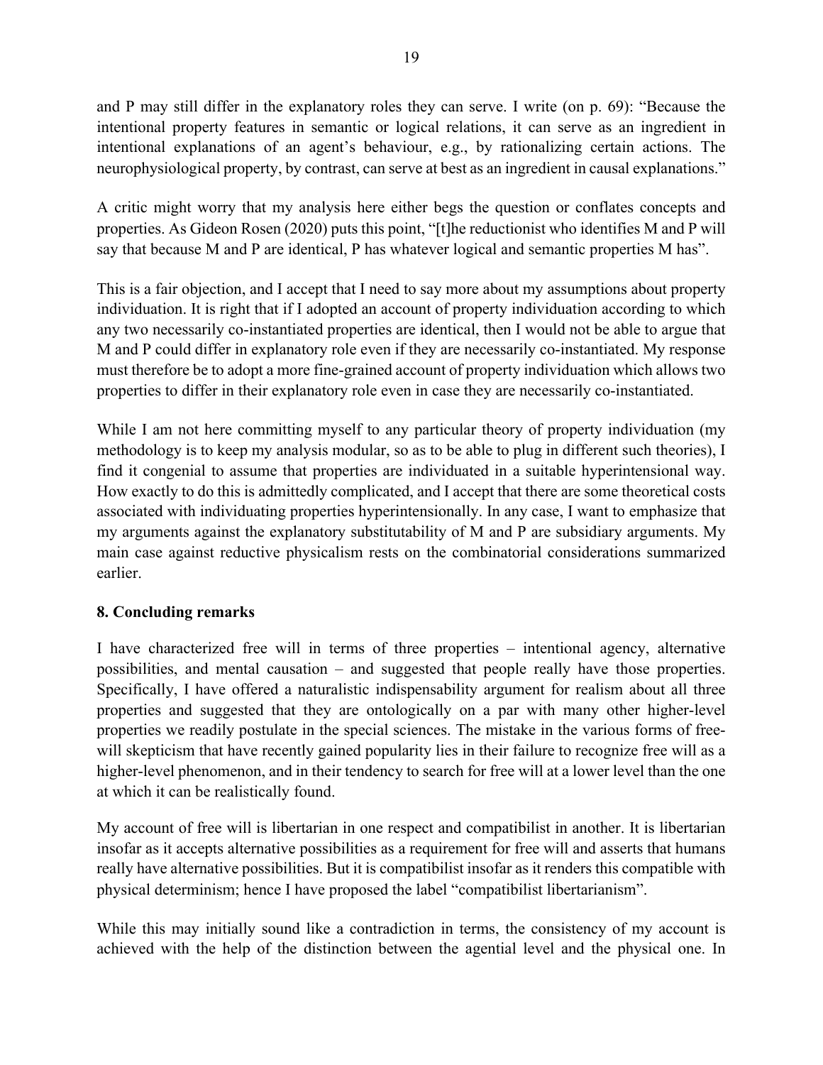and P may still differ in the explanatory roles they can serve. I write (on p. 69): "Because the intentional property features in semantic or logical relations, it can serve as an ingredient in intentional explanations of an agent's behaviour, e.g., by rationalizing certain actions. The neurophysiological property, by contrast, can serve at best as an ingredient in causal explanations."

A critic might worry that my analysis here either begs the question or conflates concepts and properties. As Gideon Rosen (2020) puts this point, "[t]he reductionist who identifies M and P will say that because M and P are identical, P has whatever logical and semantic properties M has".

This is a fair objection, and I accept that I need to say more about my assumptions about property individuation. It is right that if I adopted an account of property individuation according to which any two necessarily co-instantiated properties are identical, then I would not be able to argue that M and P could differ in explanatory role even if they are necessarily co-instantiated. My response must therefore be to adopt a more fine-grained account of property individuation which allows two properties to differ in their explanatory role even in case they are necessarily co-instantiated.

While I am not here committing myself to any particular theory of property individuation (my methodology is to keep my analysis modular, so as to be able to plug in different such theories), I find it congenial to assume that properties are individuated in a suitable hyperintensional way. How exactly to do this is admittedly complicated, and I accept that there are some theoretical costs associated with individuating properties hyperintensionally. In any case, I want to emphasize that my arguments against the explanatory substitutability of M and P are subsidiary arguments. My main case against reductive physicalism rests on the combinatorial considerations summarized earlier.

## 8. Concluding remarks

I have characterized free will in terms of three properties – intentional agency, alternative possibilities, and mental causation – and suggested that people really have those properties. Specifically, I have offered a naturalistic indispensability argument for realism about all three properties and suggested that they are ontologically on a par with many other higher-level properties we readily postulate in the special sciences. The mistake in the various forms of free-will skepticism that have recently gained popularity lies in their failure to recognize free will as a higher-level phenomenon, and in their tendency to search for free will at a lower level than the one at which it can be realistically found.

My account of free will is libertarian in one respect and compatibilist in another. It is libertarian insofar as it accepts alternative possibilities as a requirement for free will and asserts that humans really have alternative possibilities. But it is compatibilist insofar as it renders this compatible with physical determinism; hence I have proposed the label "compatibilist libertarianism".

While this may initially sound like a contradiction in terms, the consistency of my account is achieved with the help of the distinction between the agential level and the physical one. In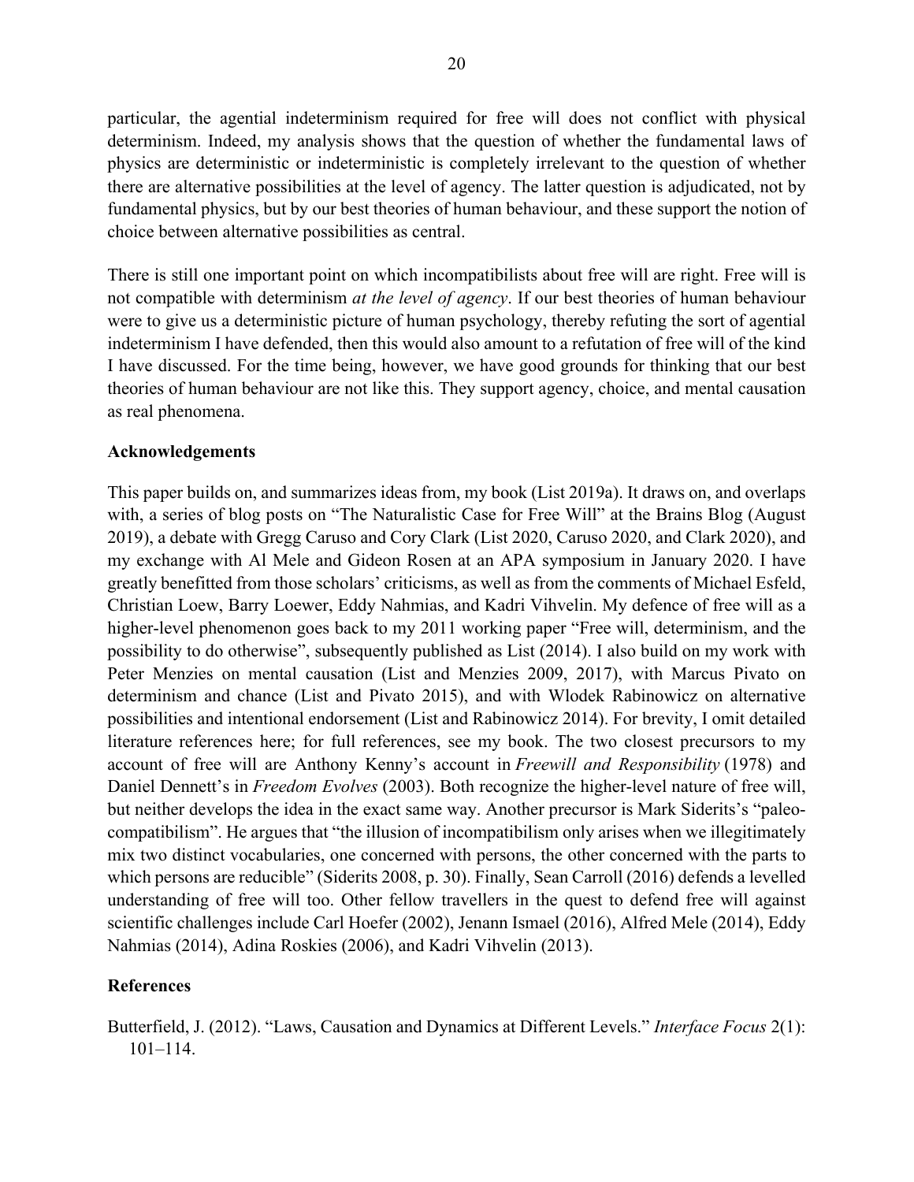particular, the agential indeterminism required for free will does not conflict with physical determinism. Indeed, my analysis shows that the question of whether the fundamental laws of physics are deterministic or indeterministic is completely irrelevant to the question of whether there are alternative possibilities at the level of agency. The latter question is adjudicated, not by fundamental physics, but by our best theories of human behaviour, and these support the notion of choice between alternative possibilities as central.

There is still one important point on which incompatibilists about free will are right. Free will is not compatible with determinism *at the level of agency*. If our best theories of human behaviour were to give us a deterministic picture of human psychology, thereby refuting the sort of agential indeterminism I have defended, then this would also amount to a refutation of free will of the kind I have discussed. For the time being, however, we have good grounds for thinking that our best theories of human behaviour are not like this. They support agency, choice, and mental causation as real phenomena.

**Acknowledgements**

This paper builds on, and summarizes ideas from, my book (List 2019a). It draws on, and overlaps with, a series of blog posts on "The Naturalistic Case for Free Will" at the Brains Blog (August 2019), a debate with Gregg Caruso and Cory Clark (List 2020, Caruso 2020, and Clark 2020), and my exchange with Al Mele and Gideon Rosen at an APA symposium in January 2020. I have greatly benefitted from those scholars' criticisms, as well as from the comments of Michael Esfeld, Christian Loew, Barry Loewer, Eddy Nahmias, and Kadri Vihvelin. My defence of free will as a higher-level phenomenon goes back to my 2011 working paper "Free will, determinism, and the possibility to do otherwise", subsequently published as List (2014). I also build on my work with Peter Menzies on mental causation (List and Menzies 2009, 2017), with Marcus Pivato on determinism and chance (List and Pivato 2015), and with Wlodek Rabinowicz on alternative possibilities and intentional endorsement (List and Rabinowicz 2014). For brevity, I omit detailed literature references here; for full references, see my book. The two closest precursors to my account of free will are Anthony Kenny's account in *Freewill and Responsibility* (1978) and Daniel Dennett's in *Freedom Evolves* (2003). Both recognize the higher-level nature of free will, but neither develops the idea in the exact same way. Another precursor is Mark Siderits's "paleo-compatibilism". He argues that "the illusion of incompatibilism only arises when we illegitimately mix two distinct vocabularies, one concerned with persons, the other concerned with the parts to which persons are reducible" (Siderits 2008, p. 30). Finally, Sean Carroll (2016) defends a levelled understanding of free will too. Other fellow travellers in the quest to defend free will against scientific challenges include Carl Hoefer (2002), Jenann Ismael (2016), Alfred Mele (2014), Eddy Nahmias (2014), Adina Roskies (2006), and Kadri Vihvelin (2013).

**References**

Butterfield, J. (2012). "Laws, Causation and Dynamics at Different Levels." *Interface Focus* 2(1): 101–114.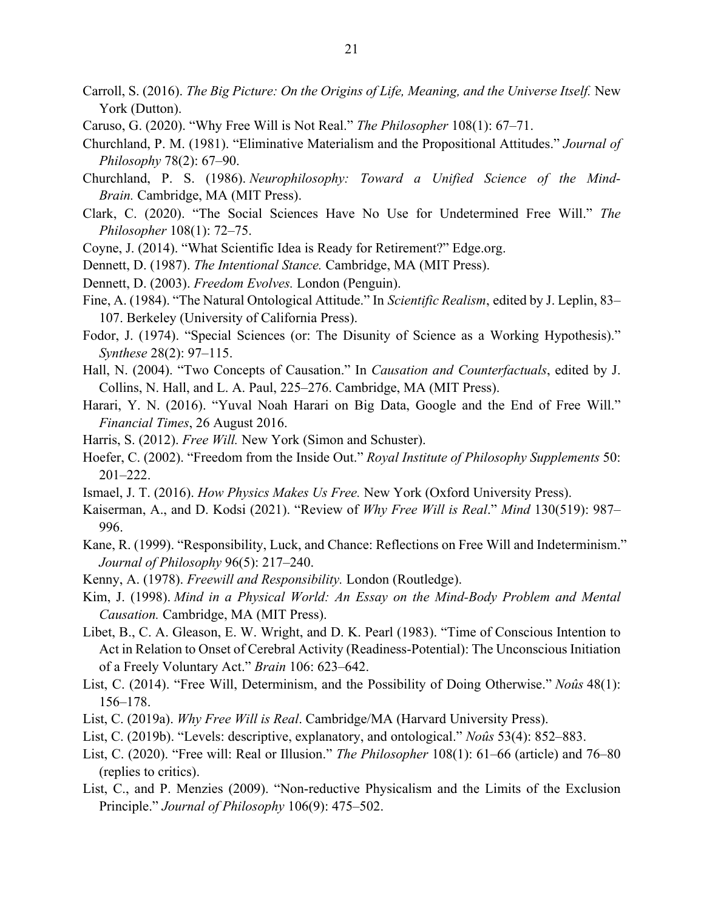Carroll, S. (2016). *The Big Picture: On the Origins of Life, Meaning, and the Universe Itself.* New York (Dutton).

Caruso, G. (2020). "Why Free Will is Not Real." *The Philosopher* 108(1): 67–71.

Churchland, P. M. (1981). "Eliminative Materialism and the Propositional Attitudes." *Journal of Philosophy* 78(2): 67–90.

Churchland, P. S. (1986). *Neurophilosophy: Toward a Unified Science of the Mind-Brain.* Cambridge, MA (MIT Press).

Clark, C. (2020). "The Social Sciences Have No Use for Undetermined Free Will." *The Philosopher* 108(1): 72–75.

Coyne, J. (2014). "What Scientific Idea is Ready for Retirement?" Edge.org.

Dennett, D. (1987). *The Intentional Stance.* Cambridge, MA (MIT Press).

Dennett, D. (2003). *Freedom Evolves.* London (Penguin).

Fine, A. (1984). "The Natural Ontological Attitude." In *Scientific Realism*, edited by J. Leplin, 83–107. Berkeley (University of California Press).

Fodor, J. (1974). "Special Sciences (or: The Disunity of Science as a Working Hypothesis)." *Synthese* 28(2): 97–115.

Hall, N. (2004). "Two Concepts of Causation." In *Causation and Counterfactuals*, edited by J. Collins, N. Hall, and L. A. Paul, 225–276. Cambridge, MA (MIT Press).

Harari, Y. N. (2016). "Yuval Noah Harari on Big Data, Google and the End of Free Will." *Financial Times*, 26 August 2016.

Harris, S. (2012). *Free Will.* New York (Simon and Schuster).

Hoefer, C. (2002). "Freedom from the Inside Out." *Royal Institute of Philosophy Supplements* 50: 201–222.

Ismael, J. T. (2016). *How Physics Makes Us Free.* New York (Oxford University Press).

Kaiserman, A., and D. Kodsi (2021). "Review of *Why Free Will is Real*." *Mind* 130(519): 987–996.

Kane, R. (1999). "Responsibility, Luck, and Chance: Reflections on Free Will and Indeterminism." *Journal of Philosophy* 96(5): 217–240.

Kenny, A. (1978). *Freewill and Responsibility.* London (Routledge).

Kim, J. (1998). *Mind in a Physical World: An Essay on the Mind-Body Problem and Mental Causation.* Cambridge, MA (MIT Press).

Libet, B., C. A. Gleason, E. W. Wright, and D. K. Pearl (1983). "Time of Conscious Intention to Act in Relation to Onset of Cerebral Activity (Readiness-Potential): The Unconscious Initiation of a Freely Voluntary Act." *Brain* 106: 623–642.

List, C. (2014). "Free Will, Determinism, and the Possibility of Doing Otherwise." *Noûs* 48(1): 156–178.

List, C. (2019a). *Why Free Will is Real*. Cambridge/MA (Harvard University Press).

List, C. (2019b). "Levels: descriptive, explanatory, and ontological." *Noûs* 53(4): 852–883.

List, C. (2020). "Free will: Real or Illusion." *The Philosopher* 108(1): 61–66 (article) and 76–80 (replies to critics).

List, C., and P. Menzies (2009). "Non-reductive Physicalism and the Limits of the Exclusion Principle." *Journal of Philosophy* 106(9): 475–502.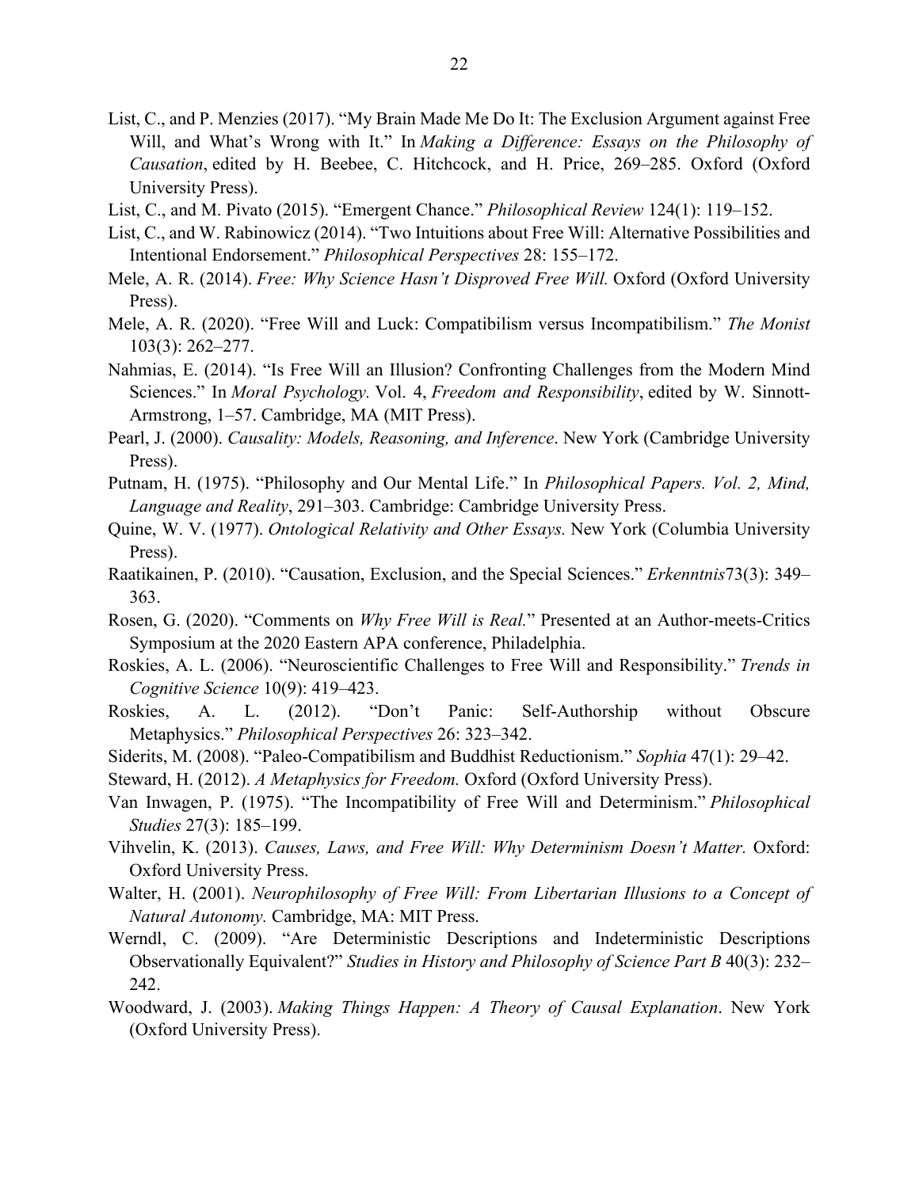List, C., and P. Menzies (2017). "My Brain Made Me Do It: The Exclusion Argument against Free Will, and What's Wrong with It." In *Making a Difference: Essays on the Philosophy of Causation*, edited by H. Beebee, C. Hitchcock, and H. Price, 269–285. Oxford (Oxford University Press).

List, C., and M. Pivato (2015). "Emergent Chance." *Philosophical Review* 124(1): 119–152.

List, C., and W. Rabinowicz (2014). "Two Intuitions about Free Will: Alternative Possibilities and Intentional Endorsement." *Philosophical Perspectives* 28: 155–172.

Mele, A. R. (2014). *Free: Why Science Hasn't Disproved Free Will.* Oxford (Oxford University Press).

Mele, A. R. (2020). "Free Will and Luck: Compatibilism versus Incompatibilism." *The Monist* 103(3): 262–277.

Nahmias, E. (2014). "Is Free Will an Illusion? Confronting Challenges from the Modern Mind Sciences." In *Moral Psychology.* Vol. 4, *Freedom and Responsibility*, edited by W. Sinnott-Armstrong, 1–57. Cambridge, MA (MIT Press).

Pearl, J. (2000). *Causality: Models, Reasoning, and Inference*. New York (Cambridge University Press).

Putnam, H. (1975). "Philosophy and Our Mental Life." In *Philosophical Papers. Vol. 2, Mind, Language and Reality*, 291–303. Cambridge: Cambridge University Press.

Quine, W. V. (1977). *Ontological Relativity and Other Essays.* New York (Columbia University Press).

Raatikainen, P. (2010). "Causation, Exclusion, and the Special Sciences." *Erkenntnis*73(3): 349–363.

Rosen, G. (2020). "Comments on *Why Free Will is Real.*" Presented at an Author-meets-Critics Symposium at the 2020 Eastern APA conference, Philadelphia.

Roskies, A. L. (2006). "Neuroscientific Challenges to Free Will and Responsibility." *Trends in Cognitive Science* 10(9): 419–423.

Roskies, A. L. (2012). "Don't Panic: Self-Authorship without Obscure Metaphysics." *Philosophical Perspectives* 26: 323–342.

Siderits, M. (2008). "Paleo-Compatibilism and Buddhist Reductionism." *Sophia* 47(1): 29–42.

Steward, H. (2012). *A Metaphysics for Freedom.* Oxford (Oxford University Press).

Van Inwagen, P. (1975). "The Incompatibility of Free Will and Determinism." *Philosophical Studies* 27(3): 185–199.

Vihvelin, K. (2013). *Causes, Laws, and Free Will: Why Determinism Doesn't Matter.* Oxford: Oxford University Press.

Walter, H. (2001). *Neurophilosophy of Free Will: From Libertarian Illusions to a Concept of Natural Autonomy.* Cambridge, MA: MIT Press.

Werndl, C. (2009). "Are Deterministic Descriptions and Indeterministic Descriptions Observationally Equivalent?" *Studies in History and Philosophy of Science Part B* 40(3): 232–242.

Woodward, J. (2003). *Making Things Happen: A Theory of Causal Explanation*. New York (Oxford University Press).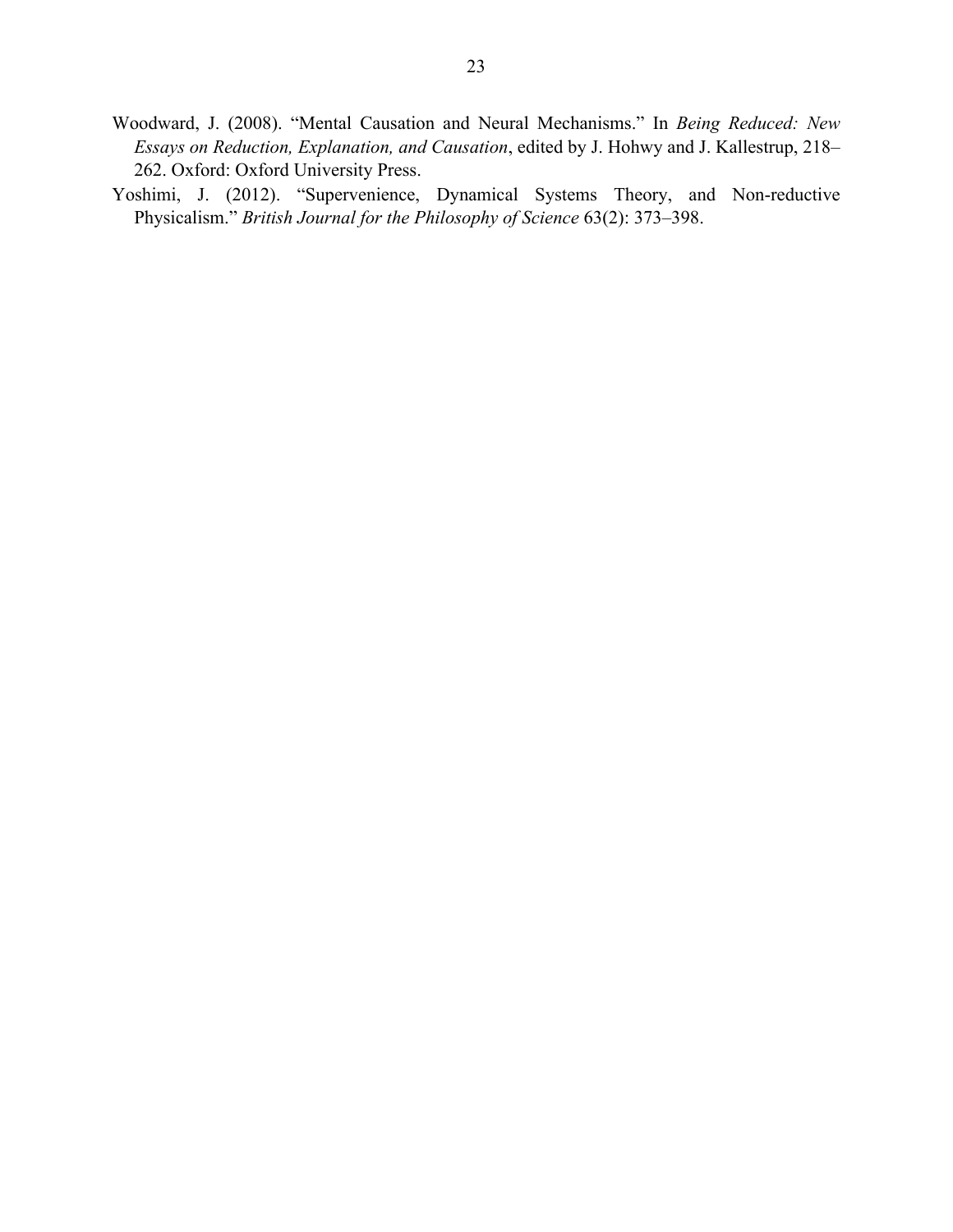Woodward, J. (2008). "Mental Causation and Neural Mechanisms." In *Being Reduced: New Essays on Reduction, Explanation, and Causation*, edited by J. Hohwy and J. Kallestrup, 218–262. Oxford: Oxford University Press.

Yoshimi, J. (2012). "Supervenience, Dynamical Systems Theory, and Non-reductive Physicalism." *British Journal for the Philosophy of Science* 63(2): 373–398.